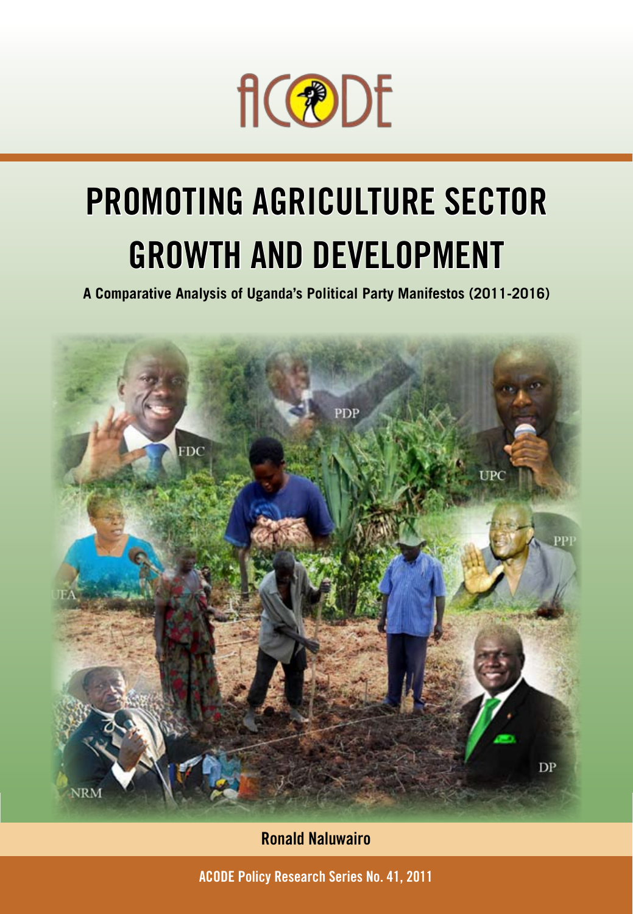ACODE

# PROMOTING AGRICULTURE SECTOR GROWTH AND DEVELOPMENT

**A Comparative Analysis of Uganda's Political Party Manifestos (2011-2016)**

**Ronald Naluwairo**

**ACODE Policy Research Series No. 41, 2011**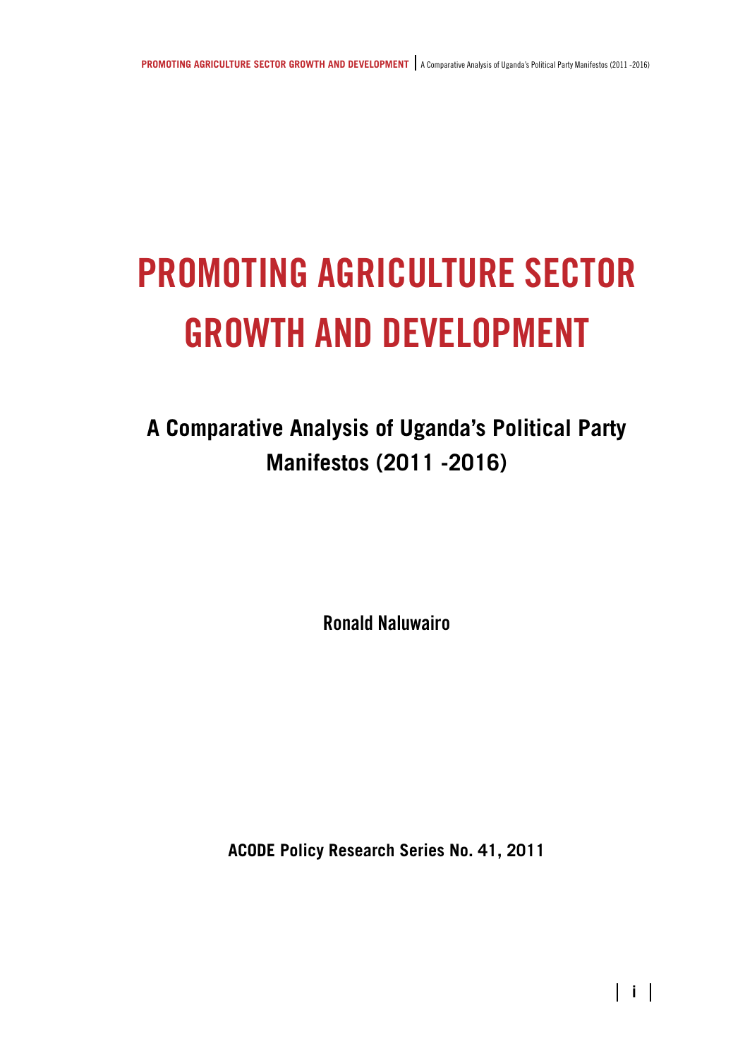# PROMOTING AGRICULTURE SECTOR GROWTH AND DEVELOPMENT

## A Comparative Analysis of Uganda's Political Party Manifestos (2011 -2016)

**Ronald Naluwairo**

**ACODE Policy Research Series No. 41, 2011**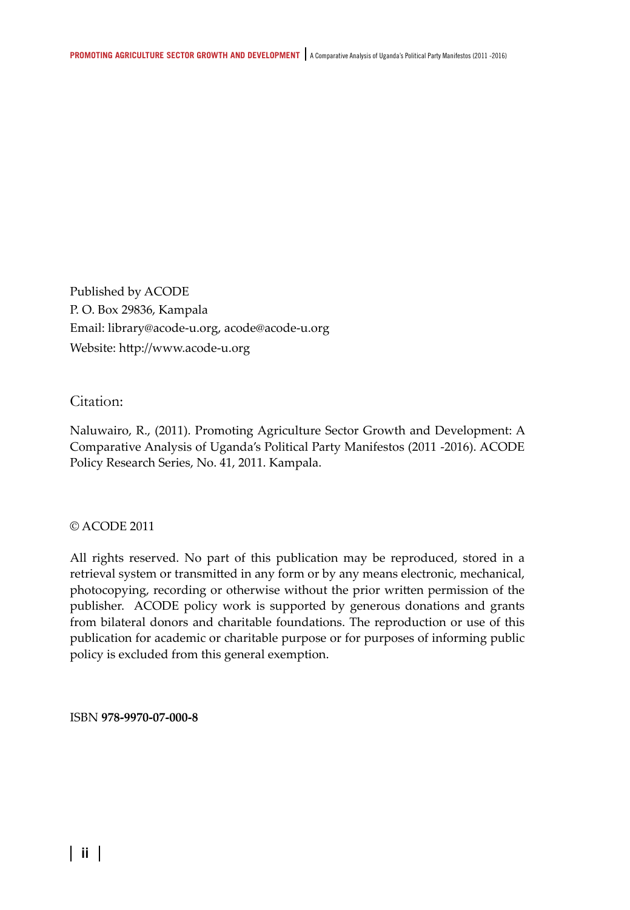Published by ACODE
P. O. Box 29836, Kampala
Email: library@acode-u.org, acode@acode-u.org
Website: http://www.acode-u.org

Citation:

Naluwairo, R., (2011). Promoting Agriculture Sector Growth and Development: A Comparative Analysis of Uganda's Political Party Manifestos (2011 -2016). ACODE Policy Research Series, No. 41, 2011. Kampala.

© ACODE 2011

All rights reserved. No part of this publication may be reproduced, stored in a retrieval system or transmitted in any form or by any means electronic, mechanical, photocopying, recording or otherwise without the prior written permission of the publisher. ACODE policy work is supported by generous donations and grants from bilateral donors and charitable foundations. The reproduction or use of this publication for academic or charitable purpose or for purposes of informing public policy is excluded from this general exemption.

ISBN **978-9970-07-000-8**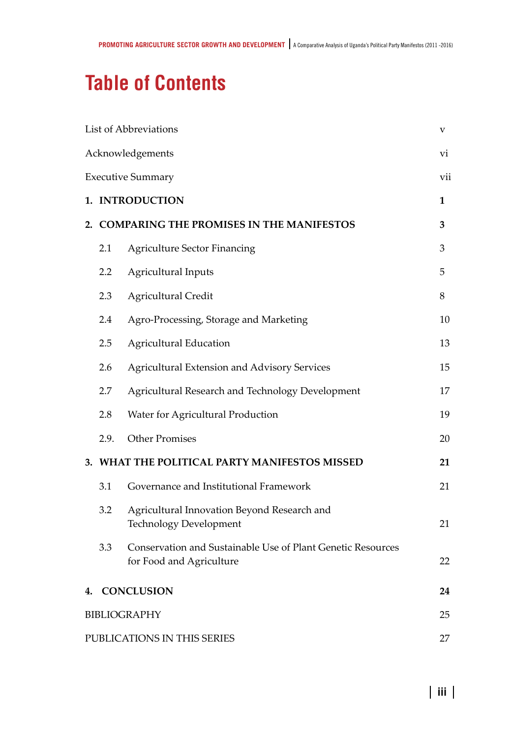# Table of Contents

| | |
|---|---|
| List of Abbreviations | v |
| Acknowledgements | vi |
| Executive Summary | vii |
| **1. INTRODUCTION** | **1** |
| **2. COMPARING THE PROMISES IN THE MANIFESTOS** | **3** |
| 2.1 Agriculture Sector Financing | 3 |
| 2.2 Agricultural Inputs | 5 |
| 2.3 Agricultural Credit | 8 |
| 2.4 Agro-Processing, Storage and Marketing | 10 |
| 2.5 Agricultural Education | 13 |
| 2.6 Agricultural Extension and Advisory Services | 15 |
| 2.7 Agricultural Research and Technology Development | 17 |
| 2.8 Water for Agricultural Production | 19 |
| 2.9. Other Promises | 20 |
| **3. WHAT THE POLITICAL PARTY MANIFESTOS MISSED** | **21** |
| 3.1 Governance and Institutional Framework | 21 |
| 3.2 Agricultural Innovation Beyond Research and Technology Development | 21 |
| 3.3 Conservation and Sustainable Use of Plant Genetic Resources for Food and Agriculture | 22 |
| **4. CONCLUSION** | **24** |
| BIBLIOGRAPHY | 25 |
| PUBLICATIONS IN THIS SERIES | 27 |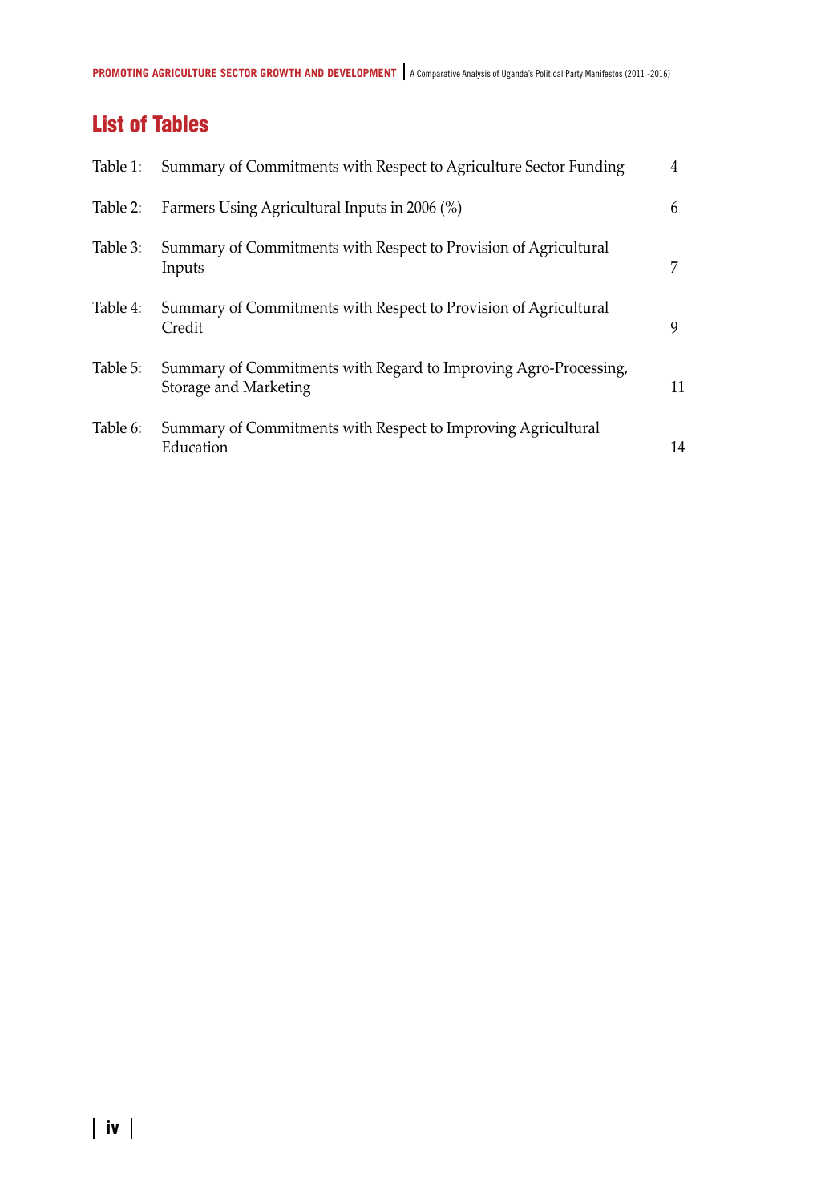## List of Tables

| | | |
|---|---|---|
| Table 1: | Summary of Commitments with Respect to Agriculture Sector Funding | 4 |
| Table 2: | Farmers Using Agricultural Inputs in 2006 (%) | 6 |
| Table 3: | Summary of Commitments with Respect to Provision of Agricultural Inputs | 7 |
| Table 4: | Summary of Commitments with Respect to Provision of Agricultural Credit | 9 |
| Table 5: | Summary of Commitments with Regard to Improving Agro-Processing, Storage and Marketing | 11 |
| Table 6: | Summary of Commitments with Respect to Improving Agricultural Education | 14 |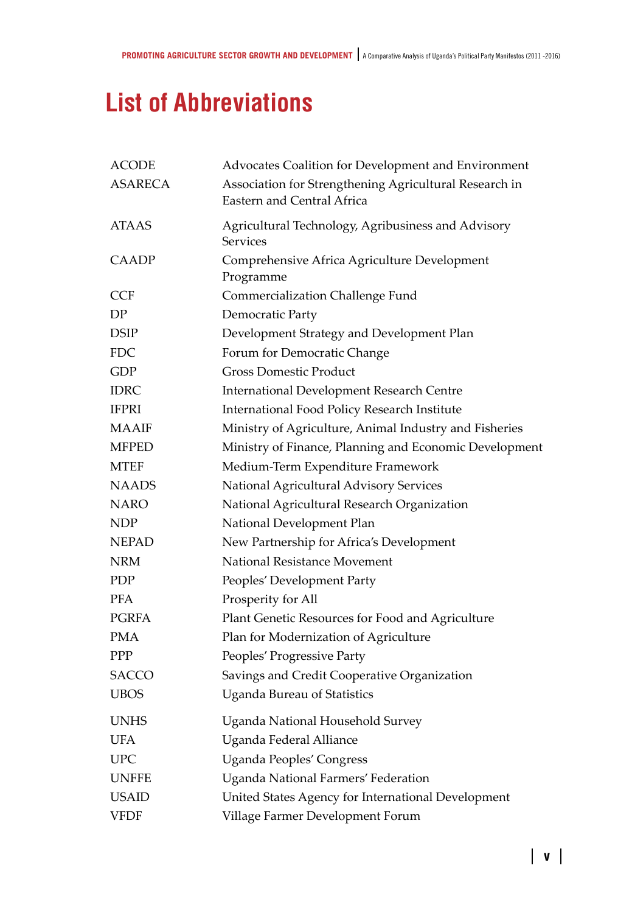# List of Abbreviations

| | |
|---|---|
| ACODE | Advocates Coalition for Development and Environment |
| ASARECA | Association for Strengthening Agricultural Research in Eastern and Central Africa |
| ATAAS | Agricultural Technology, Agribusiness and Advisory Services |
| CAADP | Comprehensive Africa Agriculture Development Programme |
| CCF | Commercialization Challenge Fund |
| DP | Democratic Party |
| DSIP | Development Strategy and Development Plan |
| FDC | Forum for Democratic Change |
| GDP | Gross Domestic Product |
| IDRC | International Development Research Centre |
| IFPRI | International Food Policy Research Institute |
| MAAIF | Ministry of Agriculture, Animal Industry and Fisheries |
| MFPED | Ministry of Finance, Planning and Economic Development |
| MTEF | Medium-Term Expenditure Framework |
| NAADS | National Agricultural Advisory Services |
| NARO | National Agricultural Research Organization |
| NDP | National Development Plan |
| NEPAD | New Partnership for Africa's Development |
| NRM | National Resistance Movement |
| PDP | Peoples' Development Party |
| PFA | Prosperity for All |
| PGRFA | Plant Genetic Resources for Food and Agriculture |
| PMA | Plan for Modernization of Agriculture |
| PPP | Peoples' Progressive Party |
| SACCO | Savings and Credit Cooperative Organization |
| UBOS | Uganda Bureau of Statistics |
| UNHS | Uganda National Household Survey |
| UFA | Uganda Federal Alliance |
| UPC | Uganda Peoples' Congress |
| UNFFE | Uganda National Farmers' Federation |
| USAID | United States Agency for International Development |
| VFDF | Village Farmer Development Forum |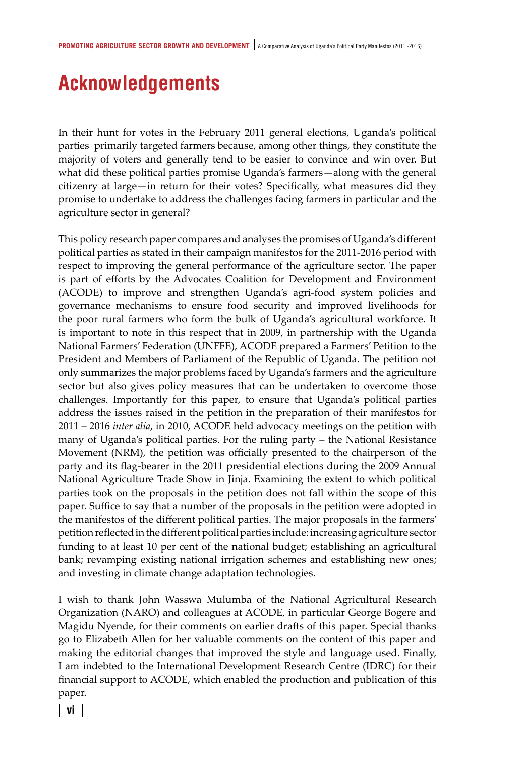# Acknowledgements

In their hunt for votes in the February 2011 general elections, Uganda's political parties primarily targeted farmers because, among other things, they constitute the majority of voters and generally tend to be easier to convince and win over. But what did these political parties promise Uganda's farmers—along with the general citizenry at large—in return for their votes? Specifically, what measures did they promise to undertake to address the challenges facing farmers in particular and the agriculture sector in general?

This policy research paper compares and analyses the promises of Uganda's different political parties as stated in their campaign manifestos for the 2011-2016 period with respect to improving the general performance of the agriculture sector. The paper is part of efforts by the Advocates Coalition for Development and Environment (ACODE) to improve and strengthen Uganda's agri-food system policies and governance mechanisms to ensure food security and improved livelihoods for the poor rural farmers who form the bulk of Uganda's agricultural workforce. It is important to note in this respect that in 2009, in partnership with the Uganda National Farmers' Federation (UNFFE), ACODE prepared a Farmers' Petition to the President and Members of Parliament of the Republic of Uganda. The petition not only summarizes the major problems faced by Uganda's farmers and the agriculture sector but also gives policy measures that can be undertaken to overcome those challenges. Importantly for this paper, to ensure that Uganda's political parties address the issues raised in the petition in the preparation of their manifestos for 2011 – 2016 *inter alia*, in 2010, ACODE held advocacy meetings on the petition with many of Uganda's political parties. For the ruling party – the National Resistance Movement (NRM), the petition was officially presented to the chairperson of the party and its flag-bearer in the 2011 presidential elections during the 2009 Annual National Agriculture Trade Show in Jinja. Examining the extent to which political parties took on the proposals in the petition does not fall within the scope of this paper. Suffice to say that a number of the proposals in the petition were adopted in the manifestos of the different political parties. The major proposals in the farmers' petition reflected in the different political parties include: increasing agriculture sector funding to at least 10 per cent of the national budget; establishing an agricultural bank; revamping existing national irrigation schemes and establishing new ones; and investing in climate change adaptation technologies.

I wish to thank John Wasswa Mulumba of the National Agricultural Research Organization (NARO) and colleagues at ACODE, in particular George Bogere and Magidu Nyende, for their comments on earlier drafts of this paper. Special thanks go to Elizabeth Allen for her valuable comments on the content of this paper and making the editorial changes that improved the style and language used. Finally, I am indebted to the International Development Research Centre (IDRC) for their financial support to ACODE, which enabled the production and publication of this paper.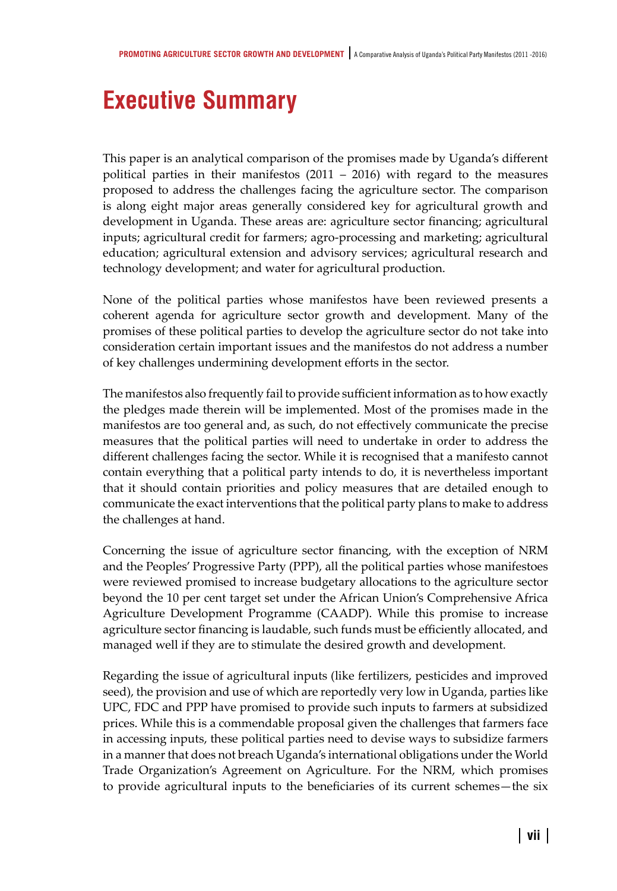# Executive Summary

This paper is an analytical comparison of the promises made by Uganda's different political parties in their manifestos (2011 – 2016) with regard to the measures proposed to address the challenges facing the agriculture sector. The comparison is along eight major areas generally considered key for agricultural growth and development in Uganda. These areas are: agriculture sector financing; agricultural inputs; agricultural credit for farmers; agro-processing and marketing; agricultural education; agricultural extension and advisory services; agricultural research and technology development; and water for agricultural production.

None of the political parties whose manifestos have been reviewed presents a coherent agenda for agriculture sector growth and development. Many of the promises of these political parties to develop the agriculture sector do not take into consideration certain important issues and the manifestos do not address a number of key challenges undermining development efforts in the sector.

The manifestos also frequently fail to provide sufficient information as to how exactly the pledges made therein will be implemented. Most of the promises made in the manifestos are too general and, as such, do not effectively communicate the precise measures that the political parties will need to undertake in order to address the different challenges facing the sector. While it is recognised that a manifesto cannot contain everything that a political party intends to do, it is nevertheless important that it should contain priorities and policy measures that are detailed enough to communicate the exact interventions that the political party plans to make to address the challenges at hand.

Concerning the issue of agriculture sector financing, with the exception of NRM and the Peoples' Progressive Party (PPP), all the political parties whose manifestoes were reviewed promised to increase budgetary allocations to the agriculture sector beyond the 10 per cent target set under the African Union's Comprehensive Africa Agriculture Development Programme (CAADP). While this promise to increase agriculture sector financing is laudable, such funds must be efficiently allocated, and managed well if they are to stimulate the desired growth and development.

Regarding the issue of agricultural inputs (like fertilizers, pesticides and improved seed), the provision and use of which are reportedly very low in Uganda, parties like UPC, FDC and PPP have promised to provide such inputs to farmers at subsidized prices. While this is a commendable proposal given the challenges that farmers face in accessing inputs, these political parties need to devise ways to subsidize farmers in a manner that does not breach Uganda's international obligations under the World Trade Organization's Agreement on Agriculture. For the NRM, which promises to provide agricultural inputs to the beneficiaries of its current schemes—the six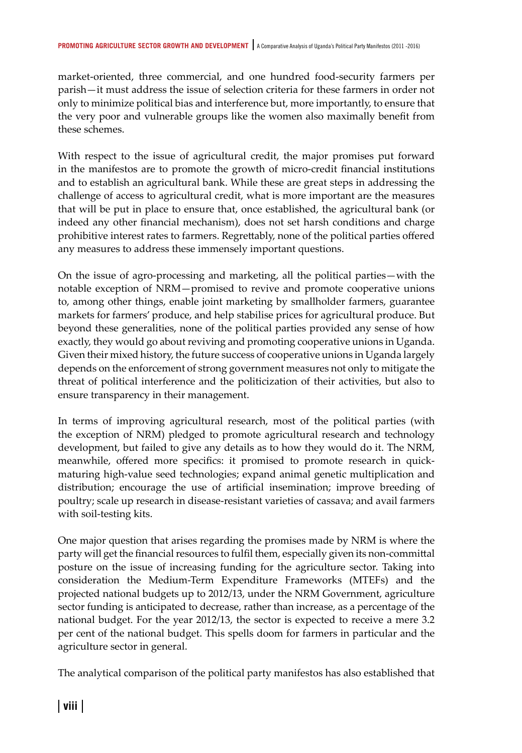market-oriented, three commercial, and one hundred food-security farmers per parish—it must address the issue of selection criteria for these farmers in order not only to minimize political bias and interference but, more importantly, to ensure that the very poor and vulnerable groups like the women also maximally benefit from these schemes.

With respect to the issue of agricultural credit, the major promises put forward in the manifestos are to promote the growth of micro-credit financial institutions and to establish an agricultural bank. While these are great steps in addressing the challenge of access to agricultural credit, what is more important are the measures that will be put in place to ensure that, once established, the agricultural bank (or indeed any other financial mechanism), does not set harsh conditions and charge prohibitive interest rates to farmers. Regrettably, none of the political parties offered any measures to address these immensely important questions.

On the issue of agro-processing and marketing, all the political parties—with the notable exception of NRM—promised to revive and promote cooperative unions to, among other things, enable joint marketing by smallholder farmers, guarantee markets for farmers' produce, and help stabilise prices for agricultural produce. But beyond these generalities, none of the political parties provided any sense of how exactly, they would go about reviving and promoting cooperative unions in Uganda. Given their mixed history, the future success of cooperative unions in Uganda largely depends on the enforcement of strong government measures not only to mitigate the threat of political interference and the politicization of their activities, but also to ensure transparency in their management.

In terms of improving agricultural research, most of the political parties (with the exception of NRM) pledged to promote agricultural research and technology development, but failed to give any details as to how they would do it. The NRM, meanwhile, offered more specifics: it promised to promote research in quick-maturing high-value seed technologies; expand animal genetic multiplication and distribution; encourage the use of artificial insemination; improve breeding of poultry; scale up research in disease-resistant varieties of cassava; and avail farmers with soil-testing kits.

One major question that arises regarding the promises made by NRM is where the party will get the financial resources to fulfil them, especially given its non-committal posture on the issue of increasing funding for the agriculture sector. Taking into consideration the Medium-Term Expenditure Frameworks (MTEFs) and the projected national budgets up to 2012/13, under the NRM Government, agriculture sector funding is anticipated to decrease, rather than increase, as a percentage of the national budget. For the year 2012/13, the sector is expected to receive a mere 3.2 per cent of the national budget. This spells doom for farmers in particular and the agriculture sector in general.

The analytical comparison of the political party manifestos has also established that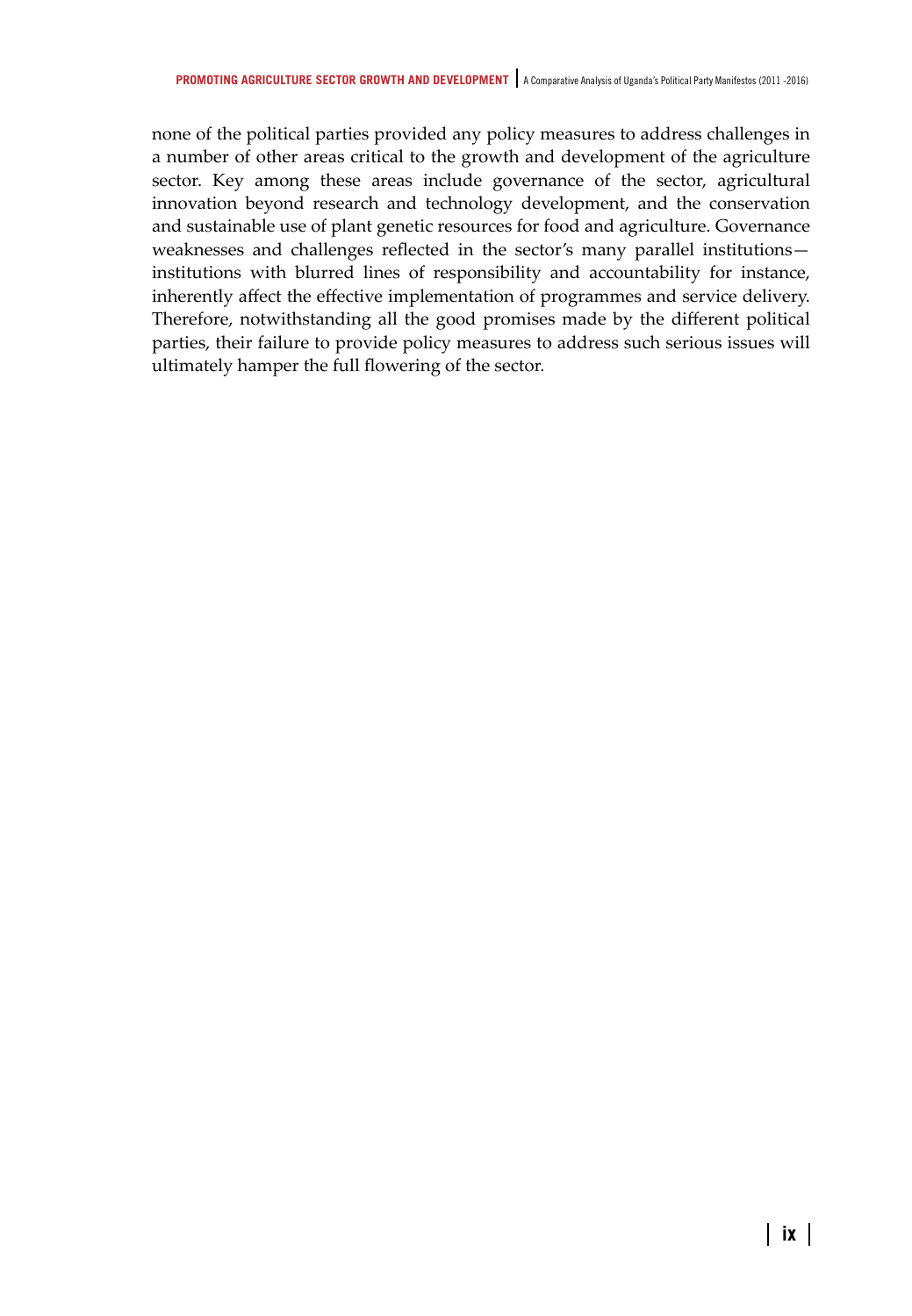none of the political parties provided any policy measures to address challenges in a number of other areas critical to the growth and development of the agriculture sector. Key among these areas include governance of the sector, agricultural innovation beyond research and technology development, and the conservation and sustainable use of plant genetic resources for food and agriculture. Governance weaknesses and challenges reflected in the sector's many parallel institutions—institutions with blurred lines of responsibility and accountability for instance, inherently affect the effective implementation of programmes and service delivery. Therefore, notwithstanding all the good promises made by the different political parties, their failure to provide policy measures to address such serious issues will ultimately hamper the full flowering of the sector.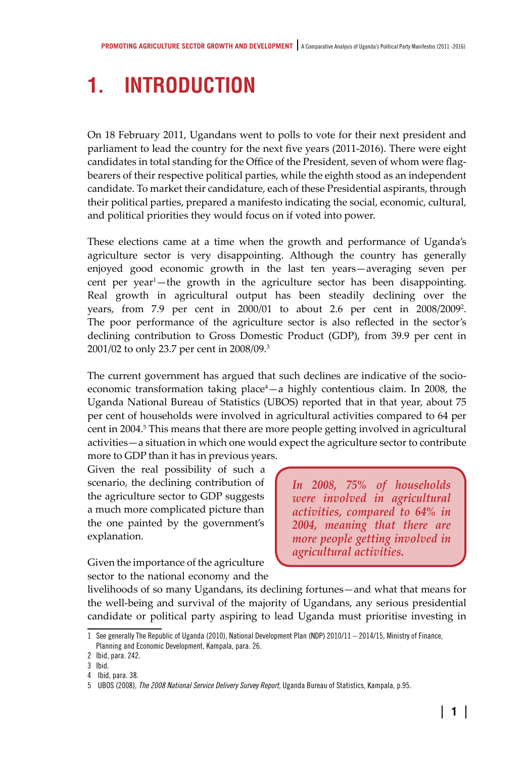# 1. INTRODUCTION

On 18 February 2011, Ugandans went to polls to vote for their next president and parliament to lead the country for the next five years (2011-2016). There were eight candidates in total standing for the Office of the President, seven of whom were flag-bearers of their respective political parties, while the eighth stood as an independent candidate. To market their candidature, each of these Presidential aspirants, through their political parties, prepared a manifesto indicating the social, economic, cultural, and political priorities they would focus on if voted into power.

These elections came at a time when the growth and performance of Uganda's agriculture sector is very disappointing. Although the country has generally enjoyed good economic growth in the last ten years—averaging seven per cent per year[1]—the growth in the agriculture sector has been disappointing. Real growth in agricultural output has been steadily declining over the years, from 7.9 per cent in 2000/01 to about 2.6 per cent in 2008/2009[2]. The poor performance of the agriculture sector is also reflected in the sector's declining contribution to Gross Domestic Product (GDP), from 39.9 per cent in 2001/02 to only 23.7 per cent in 2008/09.[3]

The current government has argued that such declines are indicative of the socio-economic transformation taking place[4]—a highly contentious claim. In 2008, the Uganda National Bureau of Statistics (UBOS) reported that in that year, about 75 per cent of households were involved in agricultural activities compared to 64 per cent in 2004.[5] This means that there are more people getting involved in agricultural activities—a situation in which one would expect the agriculture sector to contribute more to GDP than it has in previous years. Given the real possibility of such a scenario, the declining contribution of the agriculture sector to GDP suggests a much more complicated picture than the one painted by the government's explanation.

> *In 2008, 75% of households were involved in agricultural activities, compared to 64% in 2004, meaning that there are more people getting involved in agricultural activities.*

Given the importance of the agriculture sector to the national economy and the livelihoods of so many Ugandans, its declining fortunes—and what that means for the well-being and survival of the majority of Ugandans, any serious presidential candidate or political party aspiring to lead Uganda must prioritise investing in

---

1 See generally The Republic of Uganda (2010), National Development Plan (NDP) 2010/11 – 2014/15, Ministry of Finance, Planning and Economic Development, Kampala, para. 26.

2 Ibid, para. 242.

3 Ibid.

4 Ibid, para. 38.

5 UBOS (2008), *The 2008 National Service Delivery Survey Report*, Uganda Bureau of Statistics, Kampala, p.95.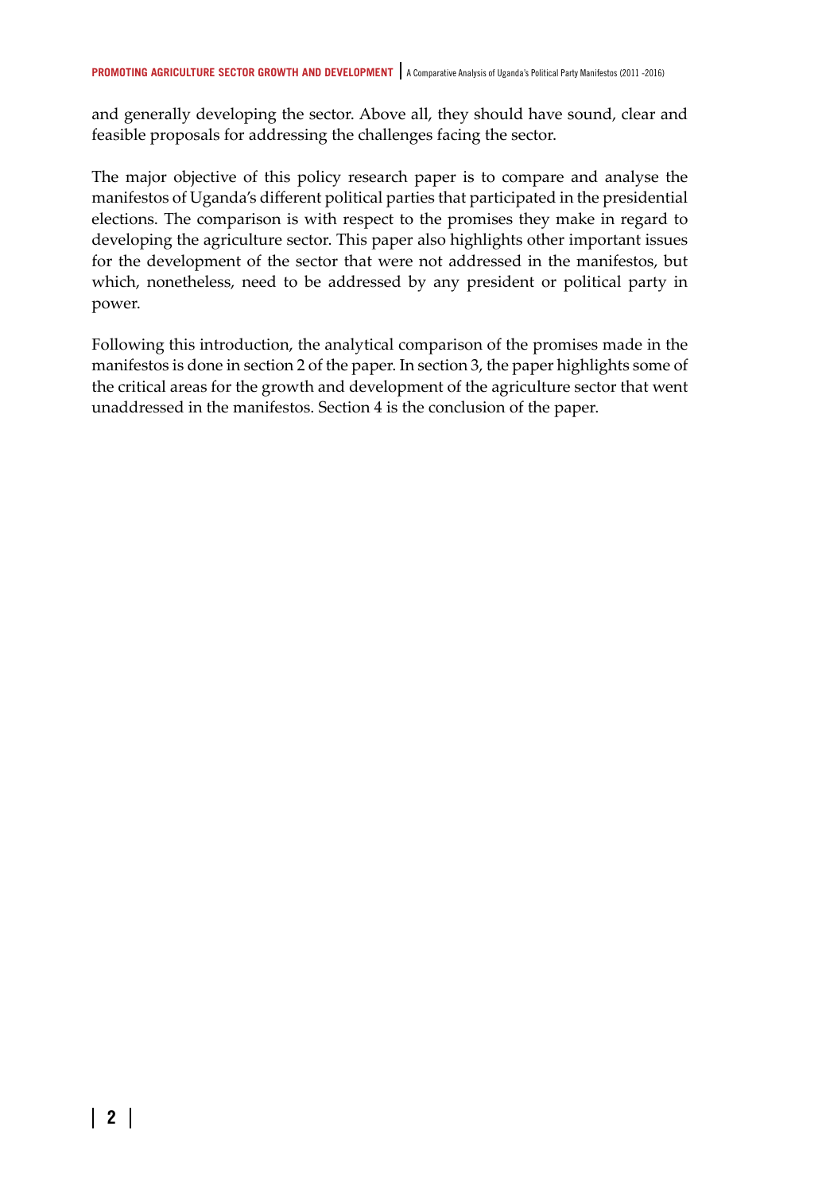and generally developing the sector. Above all, they should have sound, clear and feasible proposals for addressing the challenges facing the sector.

The major objective of this policy research paper is to compare and analyse the manifestos of Uganda's different political parties that participated in the presidential elections. The comparison is with respect to the promises they make in regard to developing the agriculture sector. This paper also highlights other important issues for the development of the sector that were not addressed in the manifestos, but which, nonetheless, need to be addressed by any president or political party in power.

Following this introduction, the analytical comparison of the promises made in the manifestos is done in section 2 of the paper. In section 3, the paper highlights some of the critical areas for the growth and development of the agriculture sector that went unaddressed in the manifestos. Section 4 is the conclusion of the paper.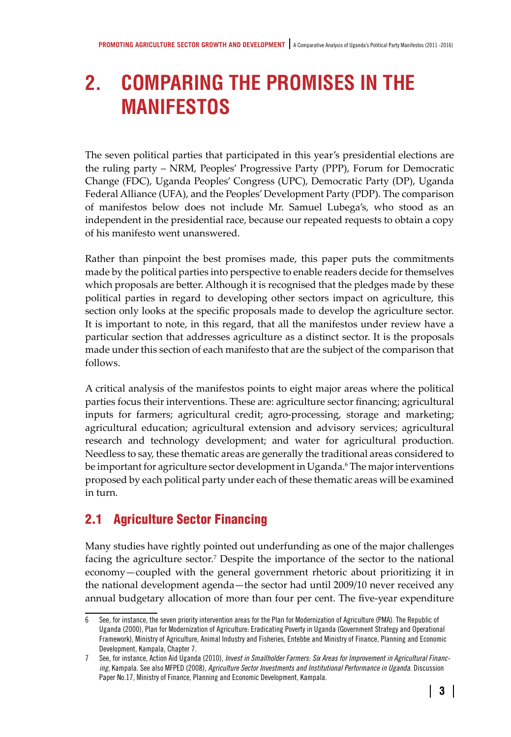# 2. COMPARING THE PROMISES IN THE MANIFESTOS

The seven political parties that participated in this year's presidential elections are the ruling party – NRM, Peoples' Progressive Party (PPP), Forum for Democratic Change (FDC), Uganda Peoples' Congress (UPC), Democratic Party (DP), Uganda Federal Alliance (UFA), and the Peoples' Development Party (PDP). The comparison of manifestos below does not include Mr. Samuel Lubega's, who stood as an independent in the presidential race, because our repeated requests to obtain a copy of his manifesto went unanswered.

Rather than pinpoint the best promises made, this paper puts the commitments made by the political parties into perspective to enable readers decide for themselves which proposals are better. Although it is recognised that the pledges made by these political parties in regard to developing other sectors impact on agriculture, this section only looks at the specific proposals made to develop the agriculture sector. It is important to note, in this regard, that all the manifestos under review have a particular section that addresses agriculture as a distinct sector. It is the proposals made under this section of each manifesto that are the subject of the comparison that follows.

A critical analysis of the manifestos points to eight major areas where the political parties focus their interventions. These are: agriculture sector financing; agricultural inputs for farmers; agricultural credit; agro-processing, storage and marketing; agricultural education; agricultural extension and advisory services; agricultural research and technology development; and water for agricultural production. Needless to say, these thematic areas are generally the traditional areas considered to be important for agriculture sector development in Uganda.[6] The major interventions proposed by each political party under each of these thematic areas will be examined in turn.

## 2.1 Agriculture Sector Financing

Many studies have rightly pointed out underfunding as one of the major challenges facing the agriculture sector.[7] Despite the importance of the sector to the national economy—coupled with the general government rhetoric about prioritizing it in the national development agenda—the sector had until 2009/10 never received any annual budgetary allocation of more than four per cent. The five-year expenditure

---

6 See, for instance, the seven priority intervention areas for the Plan for Modernization of Agriculture (PMA). The Republic of Uganda (2000), Plan for Modernization of Agriculture: Eradicating Poverty in Uganda (Government Strategy and Operational Framework), Ministry of Agriculture, Animal Industry and Fisheries, Entebbe and Ministry of Finance, Planning and Economic Development, Kampala, Chapter 7.

7 See, for instance, Action Aid Uganda (2010), *Invest in Smallholder Farmers: Six Areas for Improvement in Agricultural Financing*, Kampala. See also MFPED (2008), *Agriculture Sector Investments and Institutional Performance in Uganda*. Discussion Paper No.17, Ministry of Finance, Planning and Economic Development, Kampala.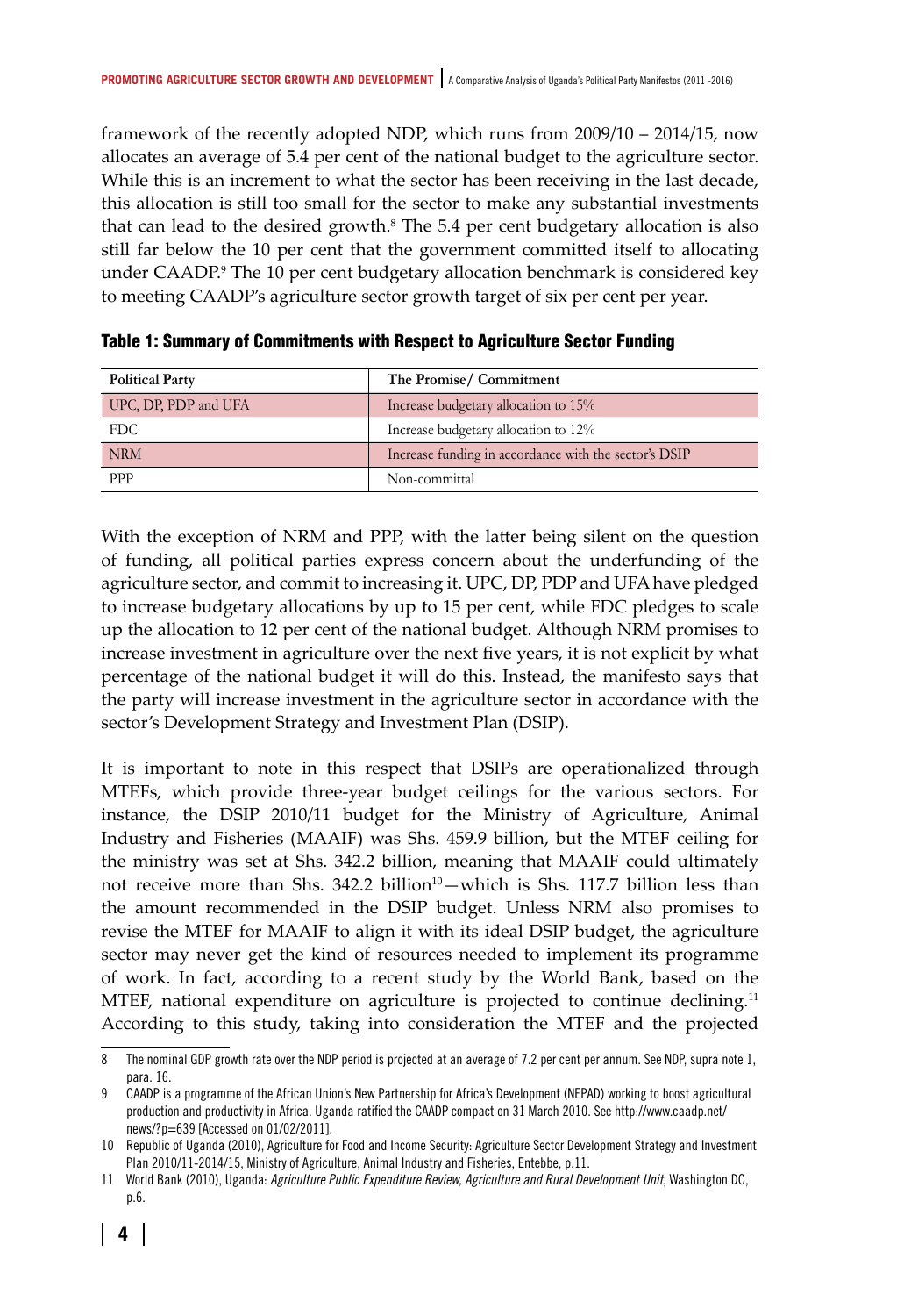framework of the recently adopted NDP, which runs from 2009/10 – 2014/15, now allocates an average of 5.4 per cent of the national budget to the agriculture sector. While this is an increment to what the sector has been receiving in the last decade, this allocation is still too small for the sector to make any substantial investments that can lead to the desired growth.[8] The 5.4 per cent budgetary allocation is also still far below the 10 per cent that the government committed itself to allocating under CAADP.[9] The 10 per cent budgetary allocation benchmark is considered key to meeting CAADP's agriculture sector growth target of six per cent per year.

**Table 1: Summary of Commitments with Respect to Agriculture Sector Funding**

| Political Party | The Promise/ Commitment |
|---|---|
| UPC, DP, PDP and UFA | Increase budgetary allocation to 15% |
| FDC | Increase budgetary allocation to 12% |
| NRM | Increase funding in accordance with the sector's DSIP |
| PPP | Non-committal |

With the exception of NRM and PPP, with the latter being silent on the question of funding, all political parties express concern about the underfunding of the agriculture sector, and commit to increasing it. UPC, DP, PDP and UFA have pledged to increase budgetary allocations by up to 15 per cent, while FDC pledges to scale up the allocation to 12 per cent of the national budget. Although NRM promises to increase investment in agriculture over the next five years, it is not explicit by what percentage of the national budget it will do this. Instead, the manifesto says that the party will increase investment in the agriculture sector in accordance with the sector's Development Strategy and Investment Plan (DSIP).

It is important to note in this respect that DSIPs are operationalized through MTEFs, which provide three-year budget ceilings for the various sectors. For instance, the DSIP 2010/11 budget for the Ministry of Agriculture, Animal Industry and Fisheries (MAAIF) was Shs. 459.9 billion, but the MTEF ceiling for the ministry was set at Shs. 342.2 billion, meaning that MAAIF could ultimately not receive more than Shs. 342.2 billion[10]—which is Shs. 117.7 billion less than the amount recommended in the DSIP budget. Unless NRM also promises to revise the MTEF for MAAIF to align it with its ideal DSIP budget, the agriculture sector may never get the kind of resources needed to implement its programme of work. In fact, according to a recent study by the World Bank, based on the MTEF, national expenditure on agriculture is projected to continue declining.[11] According to this study, taking into consideration the MTEF and the projected

---

8 The nominal GDP growth rate over the NDP period is projected at an average of 7.2 per cent per annum. See NDP, supra note 1, para. 16.

9 CAADP is a programme of the African Union's New Partnership for Africa's Development (NEPAD) working to boost agricultural production and productivity in Africa. Uganda ratified the CAADP compact on 31 March 2010. See http://www.caadp.net/news/?p=639 [Accessed on 01/02/2011].

10 Republic of Uganda (2010), Agriculture for Food and Income Security: Agriculture Sector Development Strategy and Investment Plan 2010/11-2014/15, Ministry of Agriculture, Animal Industry and Fisheries, Entebbe, p.11.

11 World Bank (2010), Uganda: *Agriculture Public Expenditure Review, Agriculture and Rural Development Unit*, Washington DC, p.6.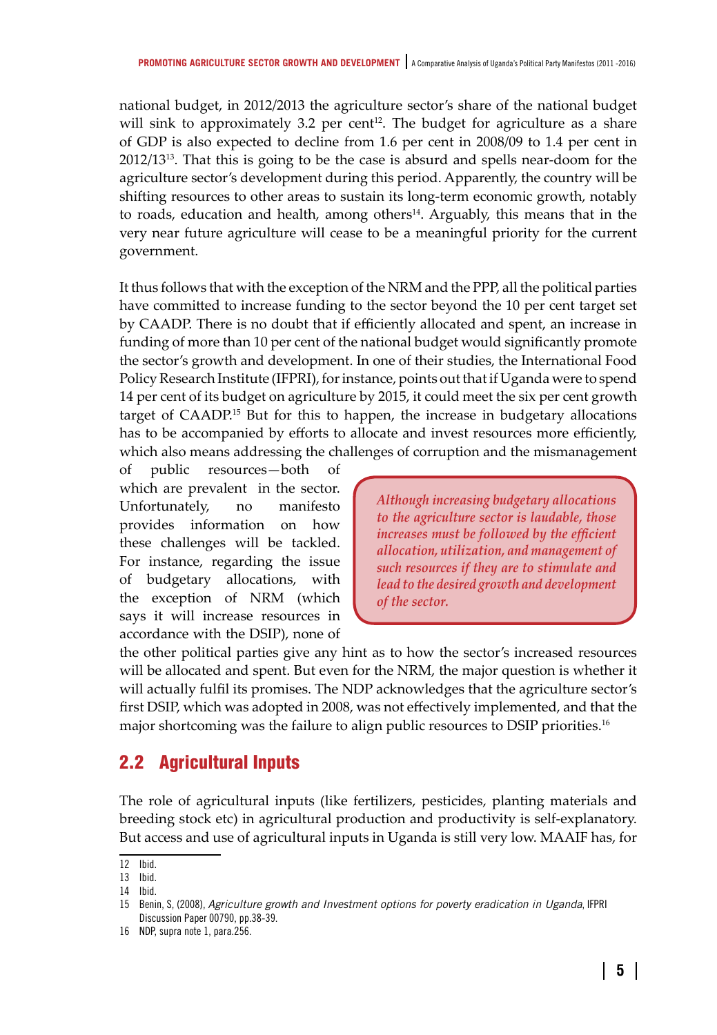national budget, in 2012/2013 the agriculture sector's share of the national budget will sink to approximately 3.2 per cent[12]. The budget for agriculture as a share of GDP is also expected to decline from 1.6 per cent in 2008/09 to 1.4 per cent in 2012/13[13]. That this is going to be the case is absurd and spells near-doom for the agriculture sector's development during this period. Apparently, the country will be shifting resources to other areas to sustain its long-term economic growth, notably to roads, education and health, among others[14]. Arguably, this means that in the very near future agriculture will cease to be a meaningful priority for the current government.

It thus follows that with the exception of the NRM and the PPP, all the political parties have committed to increase funding to the sector beyond the 10 per cent target set by CAADP. There is no doubt that if efficiently allocated and spent, an increase in funding of more than 10 per cent of the national budget would significantly promote the sector's growth and development. In one of their studies, the International Food Policy Research Institute (IFPRI), for instance, points out that if Uganda were to spend 14 per cent of its budget on agriculture by 2015, it could meet the six per cent growth target of CAADP.[15] But for this to happen, the increase in budgetary allocations has to be accompanied by efforts to allocate and invest resources more efficiently, which also means addressing the challenges of corruption and the mismanagement of public resources—both of which are prevalent in the sector. Unfortunately, no manifesto provides information on how these challenges will be tackled. For instance, regarding the issue of budgetary allocations, with the exception of NRM (which says it will increase resources in accordance with the DSIP), none of the other political parties give any hint as to how the sector's increased resources will be allocated and spent. But even for the NRM, the major question is whether it will actually fulfil its promises. The NDP acknowledges that the agriculture sector's first DSIP, which was adopted in 2008, was not effectively implemented, and that the major shortcoming was the failure to align public resources to DSIP priorities.[16]

> *Although increasing budgetary allocations to the agriculture sector is laudable, those increases must be followed by the efficient allocation, utilization, and management of such resources if they are to stimulate and lead to the desired growth and development of the sector.*

## 2.2 Agricultural Inputs

The role of agricultural inputs (like fertilizers, pesticides, planting materials and breeding stock etc) in agricultural production and productivity is self-explanatory. But access and use of agricultural inputs in Uganda is still very low. MAAIF has, for

---

12 Ibid.

13 Ibid.

14 Ibid.

15 Benin, S, (2008), *Agriculture growth and Investment options for poverty eradication in Uganda*, IFPRI Discussion Paper 00790, pp.38-39.

16 NDP, supra note 1, para.256.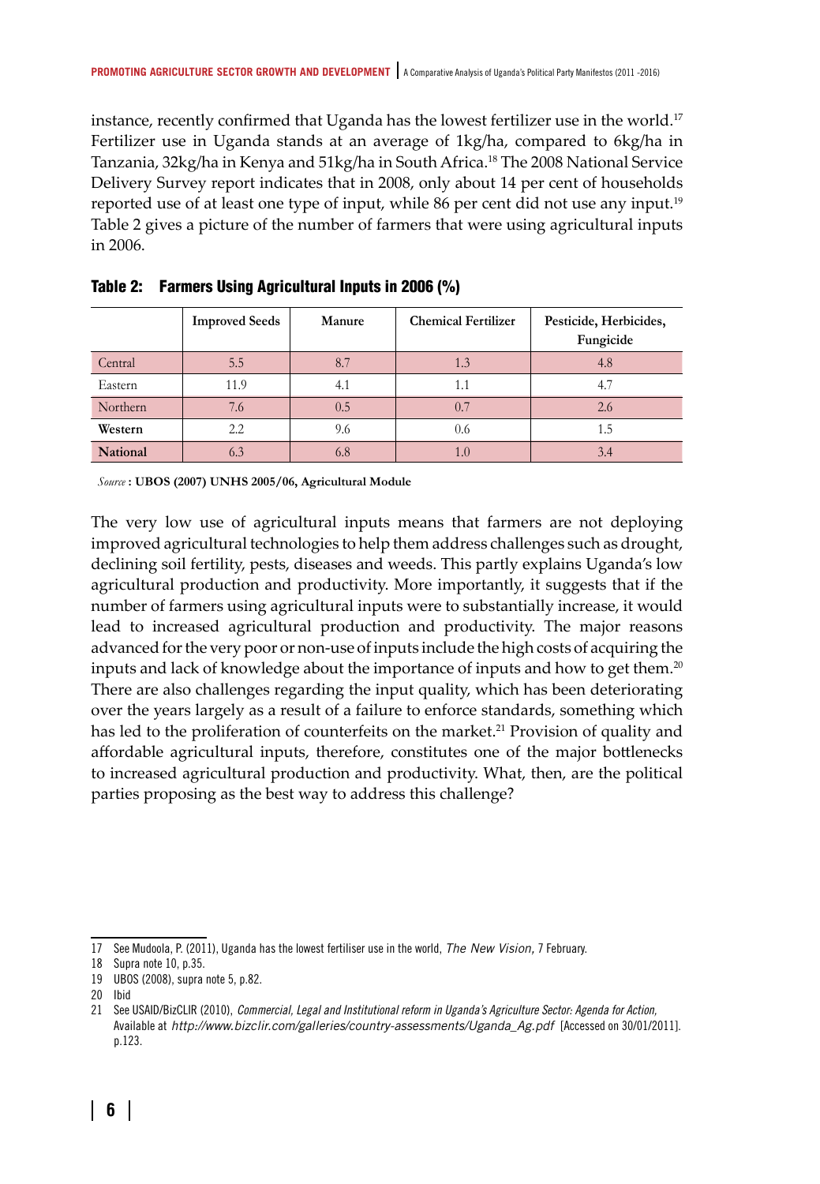instance, recently confirmed that Uganda has the lowest fertilizer use in the world.[17] Fertilizer use in Uganda stands at an average of 1kg/ha, compared to 6kg/ha in Tanzania, 32kg/ha in Kenya and 51kg/ha in South Africa.[18] The 2008 National Service Delivery Survey report indicates that in 2008, only about 14 per cent of households reported use of at least one type of input, while 86 per cent did not use any input.[19] Table 2 gives a picture of the number of farmers that were using agricultural inputs in 2006.

**Table 2: Farmers Using Agricultural Inputs in 2006 (%)**

| | Improved Seeds | Manure | Chemical Fertilizer | Pesticide, Herbicides, Fungicide |
|---|---|---|---|---|
| Central | 5.5 | 8.7 | 1.3 | 4.8 |
| Eastern | 11.9 | 4.1 | 1.1 | 4.7 |
| Northern | 7.6 | 0.5 | 0.7 | 2.6 |
| **Western** | 2.2 | 9.6 | 0.6 | 1.5 |
| **National** | 6.3 | 6.8 | 1.0 | 3.4 |

*Source* : **UBOS (2007) UNHS 2005/06, Agricultural Module**

The very low use of agricultural inputs means that farmers are not deploying improved agricultural technologies to help them address challenges such as drought, declining soil fertility, pests, diseases and weeds. This partly explains Uganda's low agricultural production and productivity. More importantly, it suggests that if the number of farmers using agricultural inputs were to substantially increase, it would lead to increased agricultural production and productivity. The major reasons advanced for the very poor or non-use of inputs include the high costs of acquiring the inputs and lack of knowledge about the importance of inputs and how to get them.[20] There are also challenges regarding the input quality, which has been deteriorating over the years largely as a result of a failure to enforce standards, something which has led to the proliferation of counterfeits on the market.[21] Provision of quality and affordable agricultural inputs, therefore, constitutes one of the major bottlenecks to increased agricultural production and productivity. What, then, are the political parties proposing as the best way to address this challenge?

---

17 See Mudoola, P. (2011), Uganda has the lowest fertiliser use in the world, *The New Vision*, 7 February.

18 Supra note 10, p.35.

19 UBOS (2008), supra note 5, p.82.

20 Ibid

21 See USAID/BizCLIR (2010), *Commercial, Legal and Institutional reform in Uganda's Agriculture Sector: Agenda for Action*, Available at *http://www.bizclir.com/galleries/country-assessments/Uganda_Ag.pdf* [Accessed on 30/01/2011]. p.123.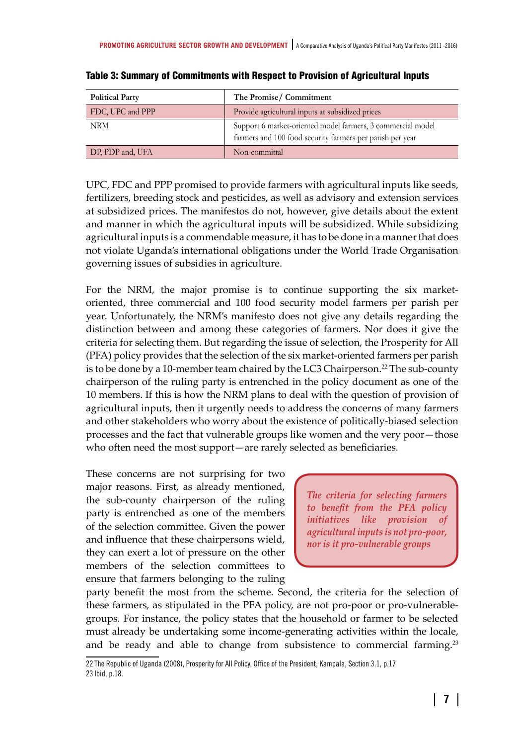**Table 3: Summary of Commitments with Respect to Provision of Agricultural Inputs**

| Political Party | The Promise/ Commitment |
|---|---|
| FDC, UPC and PPP | Provide agricultural inputs at subsidized prices |
| NRM | Support 6 market-oriented model farmers, 3 commercial model farmers and 100 food security farmers per parish per year |
| DP, PDP and, UFA | Non-committal |

UPC, FDC and PPP promised to provide farmers with agricultural inputs like seeds, fertilizers, breeding stock and pesticides, as well as advisory and extension services at subsidized prices. The manifestos do not, however, give details about the extent and manner in which the agricultural inputs will be subsidized. While subsidizing agricultural inputs is a commendable measure, it has to be done in a manner that does not violate Uganda's international obligations under the World Trade Organisation governing issues of subsidies in agriculture.

For the NRM, the major promise is to continue supporting the six market-oriented, three commercial and 100 food security model farmers per parish per year. Unfortunately, the NRM's manifesto does not give any details regarding the distinction between and among these categories of farmers. Nor does it give the criteria for selecting them. But regarding the issue of selection, the Prosperity for All (PFA) policy provides that the selection of the six market-oriented farmers per parish is to be done by a 10-member team chaired by the LC3 Chairperson.[22] The sub-county chairperson of the ruling party is entrenched in the policy document as one of the 10 members. If this is how the NRM plans to deal with the question of provision of agricultural inputs, then it urgently needs to address the concerns of many farmers and other stakeholders who worry about the existence of politically-biased selection processes and the fact that vulnerable groups like women and the very poor—those who often need the most support—are rarely selected as beneficiaries.

*The criteria for selecting farmers to benefit from the PFA policy initiatives like provision of agricultural inputs is not pro-poor, nor is it pro-vulnerable groups*

These concerns are not surprising for two major reasons. First, as already mentioned, the sub-county chairperson of the ruling party is entrenched as one of the members of the selection committee. Given the power and influence that these chairpersons wield, they can exert a lot of pressure on the other members of the selection committees to ensure that farmers belonging to the ruling party benefit the most from the scheme. Second, the criteria for the selection of these farmers, as stipulated in the PFA policy, are not pro-poor or pro-vulnerable-groups. For instance, the policy states that the household or farmer to be selected must already be undertaking some income-generating activities within the locale, and be ready and able to change from subsistence to commercial farming.[23]

22 The Republic of Uganda (2008), Prosperity for All Policy, Office of the President, Kampala, Section 3.1, p.17

23 Ibid, p.18.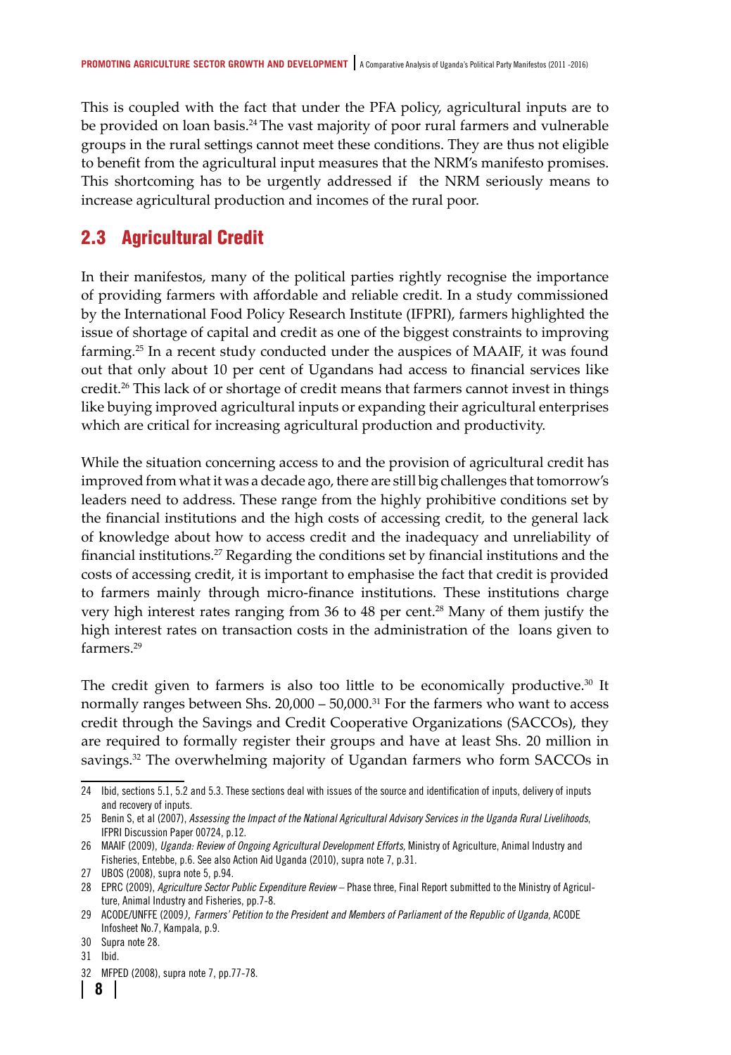This is coupled with the fact that under the PFA policy, agricultural inputs are to be provided on loan basis.[24] The vast majority of poor rural farmers and vulnerable groups in the rural settings cannot meet these conditions. They are thus not eligible to benefit from the agricultural input measures that the NRM's manifesto promises. This shortcoming has to be urgently addressed if the NRM seriously means to increase agricultural production and incomes of the rural poor.

## 2.3 Agricultural Credit

In their manifestos, many of the political parties rightly recognise the importance of providing farmers with affordable and reliable credit. In a study commissioned by the International Food Policy Research Institute (IFPRI), farmers highlighted the issue of shortage of capital and credit as one of the biggest constraints to improving farming.[25] In a recent study conducted under the auspices of MAAIF, it was found out that only about 10 per cent of Ugandans had access to financial services like credit.[26] This lack of or shortage of credit means that farmers cannot invest in things like buying improved agricultural inputs or expanding their agricultural enterprises which are critical for increasing agricultural production and productivity.

While the situation concerning access to and the provision of agricultural credit has improved from what it was a decade ago, there are still big challenges that tomorrow's leaders need to address. These range from the highly prohibitive conditions set by the financial institutions and the high costs of accessing credit, to the general lack of knowledge about how to access credit and the inadequacy and unreliability of financial institutions.[27] Regarding the conditions set by financial institutions and the costs of accessing credit, it is important to emphasise the fact that credit is provided to farmers mainly through micro-finance institutions. These institutions charge very high interest rates ranging from 36 to 48 per cent.[28] Many of them justify the high interest rates on transaction costs in the administration of the loans given to farmers.[29]

The credit given to farmers is also too little to be economically productive.[30] It normally ranges between Shs. 20,000 – 50,000.[31] For the farmers who want to access credit through the Savings and Credit Cooperative Organizations (SACCOs), they are required to formally register their groups and have at least Shs. 20 million in savings.[32] The overwhelming majority of Ugandan farmers who form SACCOs in

---

24 Ibid, sections 5.1, 5.2 and 5.3. These sections deal with issues of the source and identification of inputs, delivery of inputs and recovery of inputs.

25 Benin S, et al (2007), *Assessing the Impact of the National Agricultural Advisory Services in the Uganda Rural Livelihoods*, IFPRI Discussion Paper 00724, p.12.

26 MAAIF (2009), *Uganda: Review of Ongoing Agricultural Development Efforts*, Ministry of Agriculture, Animal Industry and Fisheries, Entebbe, p.6. See also Action Aid Uganda (2010), supra note 7, p.31.

27 UBOS (2008), supra note 5, p.94.

28 EPRC (2009), *Agriculture Sector Public Expenditure Review* – Phase three, Final Report submitted to the Ministry of Agriculture, Animal Industry and Fisheries, pp.7-8.

29 ACODE/UNFFE (2009), *Farmers' Petition to the President and Members of Parliament of the Republic of Uganda*, ACODE Infosheet No.7, Kampala, p.9.

30 Supra note 28.

31 Ibid.

32 MFPED (2008), supra note 7, pp.77-78.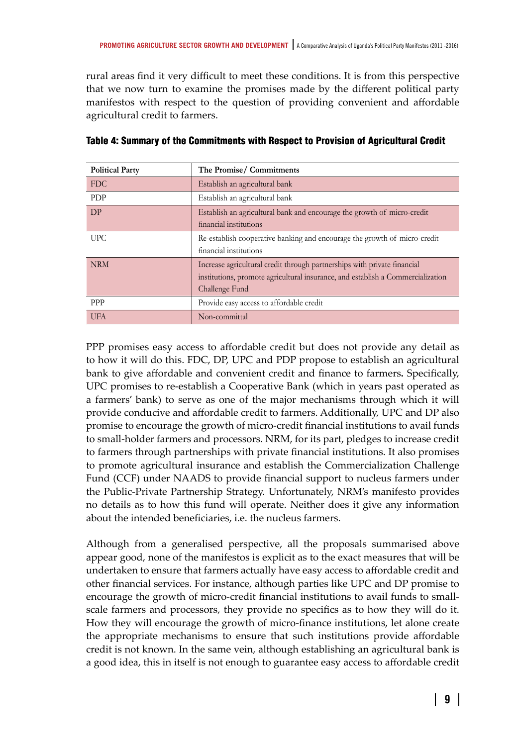rural areas find it very difficult to meet these conditions. It is from this perspective that we now turn to examine the promises made by the different political party manifestos with respect to the question of providing convenient and affordable agricultural credit to farmers.

#### Table 4: Summary of the Commitments with Respect to Provision of Agricultural Credit

| Political Party | The Promise/ Commitments |
|---|---|
| FDC | Establish an agricultural bank |
| PDP | Establish an agricultural bank |
| DP | Establish an agricultural bank and encourage the growth of micro-credit financial institutions |
| UPC | Re-establish cooperative banking and encourage the growth of micro-credit financial institutions |
| NRM | Increase agricultural credit through partnerships with private financial institutions, promote agricultural insurance, and establish a Commercialization Challenge Fund |
| PPP | Provide easy access to affordable credit |
| UFA | Non-committal |

PPP promises easy access to affordable credit but does not provide any detail as to how it will do this. FDC, DP, UPC and PDP propose to establish an agricultural bank to give affordable and convenient credit and finance to farmers**.** Specifically, UPC promises to re-establish a Cooperative Bank (which in years past operated as a farmers' bank) to serve as one of the major mechanisms through which it will provide conducive and affordable credit to farmers. Additionally, UPC and DP also promise to encourage the growth of micro-credit financial institutions to avail funds to small-holder farmers and processors. NRM, for its part, pledges to increase credit to farmers through partnerships with private financial institutions. It also promises to promote agricultural insurance and establish the Commercialization Challenge Fund (CCF) under NAADS to provide financial support to nucleus farmers under the Public-Private Partnership Strategy. Unfortunately, NRM's manifesto provides no details as to how this fund will operate. Neither does it give any information about the intended beneficiaries, i.e. the nucleus farmers.

Although from a generalised perspective, all the proposals summarised above appear good, none of the manifestos is explicit as to the exact measures that will be undertaken to ensure that farmers actually have easy access to affordable credit and other financial services. For instance, although parties like UPC and DP promise to encourage the growth of micro-credit financial institutions to avail funds to small-scale farmers and processors, they provide no specifics as to how they will do it. How they will encourage the growth of micro-finance institutions, let alone create the appropriate mechanisms to ensure that such institutions provide affordable credit is not known. In the same vein, although establishing an agricultural bank is a good idea, this in itself is not enough to guarantee easy access to affordable credit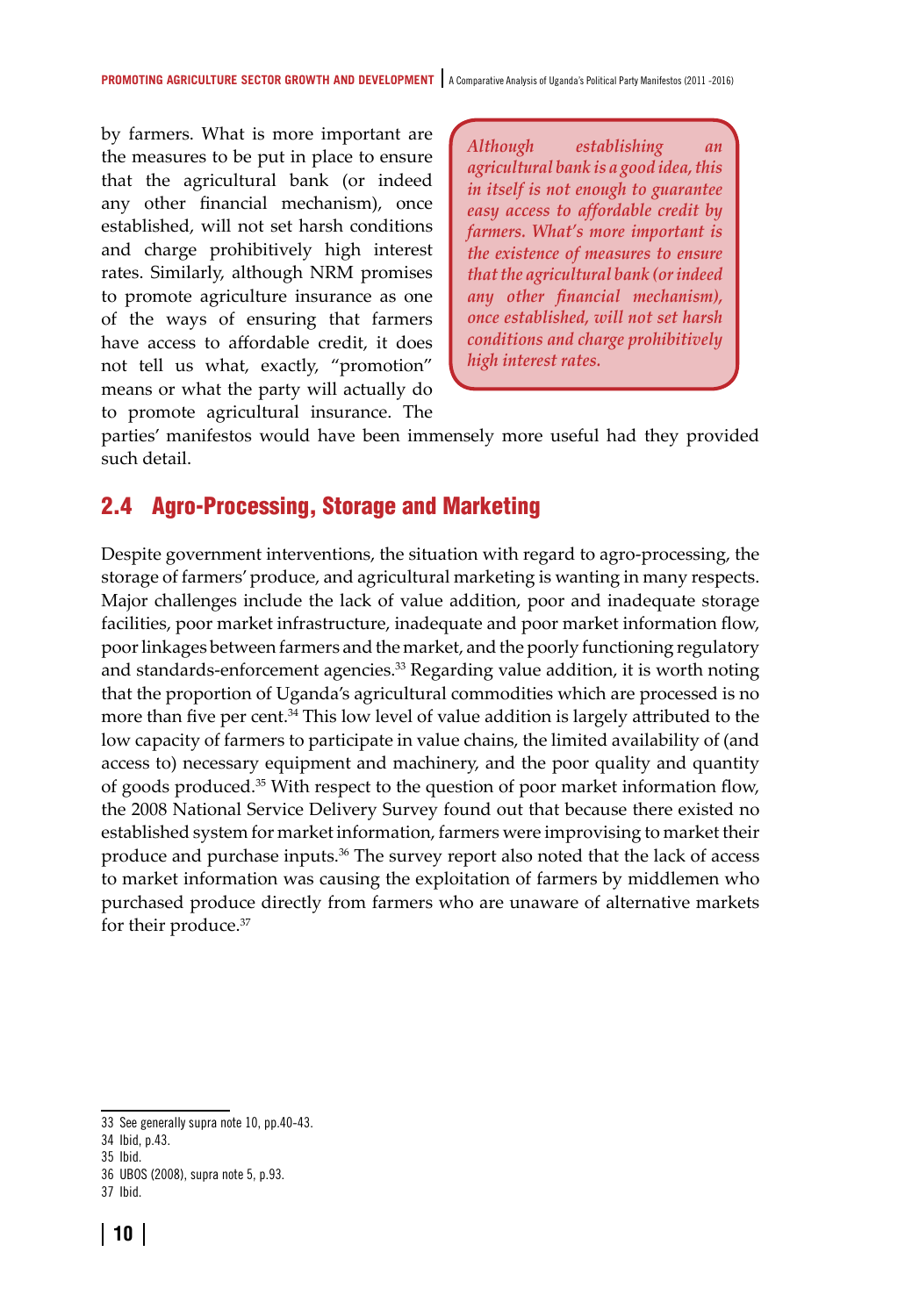by farmers. What is more important are the measures to be put in place to ensure that the agricultural bank (or indeed any other financial mechanism), once established, will not set harsh conditions and charge prohibitively high interest rates. Similarly, although NRM promises to promote agriculture insurance as one of the ways of ensuring that farmers have access to affordable credit, it does not tell us what, exactly, "promotion" means or what the party will actually do to promote agricultural insurance. The parties' manifestos would have been immensely more useful had they provided such detail.

> *Although establishing an agricultural bank is a good idea, this in itself is not enough to guarantee easy access to affordable credit by farmers. What's more important is the existence of measures to ensure that the agricultural bank (or indeed any other financial mechanism), once established, will not set harsh conditions and charge prohibitively high interest rates.*

## 2.4 Agro-Processing, Storage and Marketing

Despite government interventions, the situation with regard to agro-processing, the storage of farmers' produce, and agricultural marketing is wanting in many respects. Major challenges include the lack of value addition, poor and inadequate storage facilities, poor market infrastructure, inadequate and poor market information flow, poor linkages between farmers and the market, and the poorly functioning regulatory and standards-enforcement agencies.[33] Regarding value addition, it is worth noting that the proportion of Uganda's agricultural commodities which are processed is no more than five per cent.[34] This low level of value addition is largely attributed to the low capacity of farmers to participate in value chains, the limited availability of (and access to) necessary equipment and machinery, and the poor quality and quantity of goods produced.[35] With respect to the question of poor market information flow, the 2008 National Service Delivery Survey found out that because there existed no established system for market information, farmers were improvising to market their produce and purchase inputs.[36] The survey report also noted that the lack of access to market information was causing the exploitation of farmers by middlemen who purchased produce directly from farmers who are unaware of alternative markets for their produce.[37]

---

33 See generally supra note 10, pp.40-43.

34 Ibid, p.43.

35 Ibid.

36 UBOS (2008), supra note 5, p.93.

37 Ibid.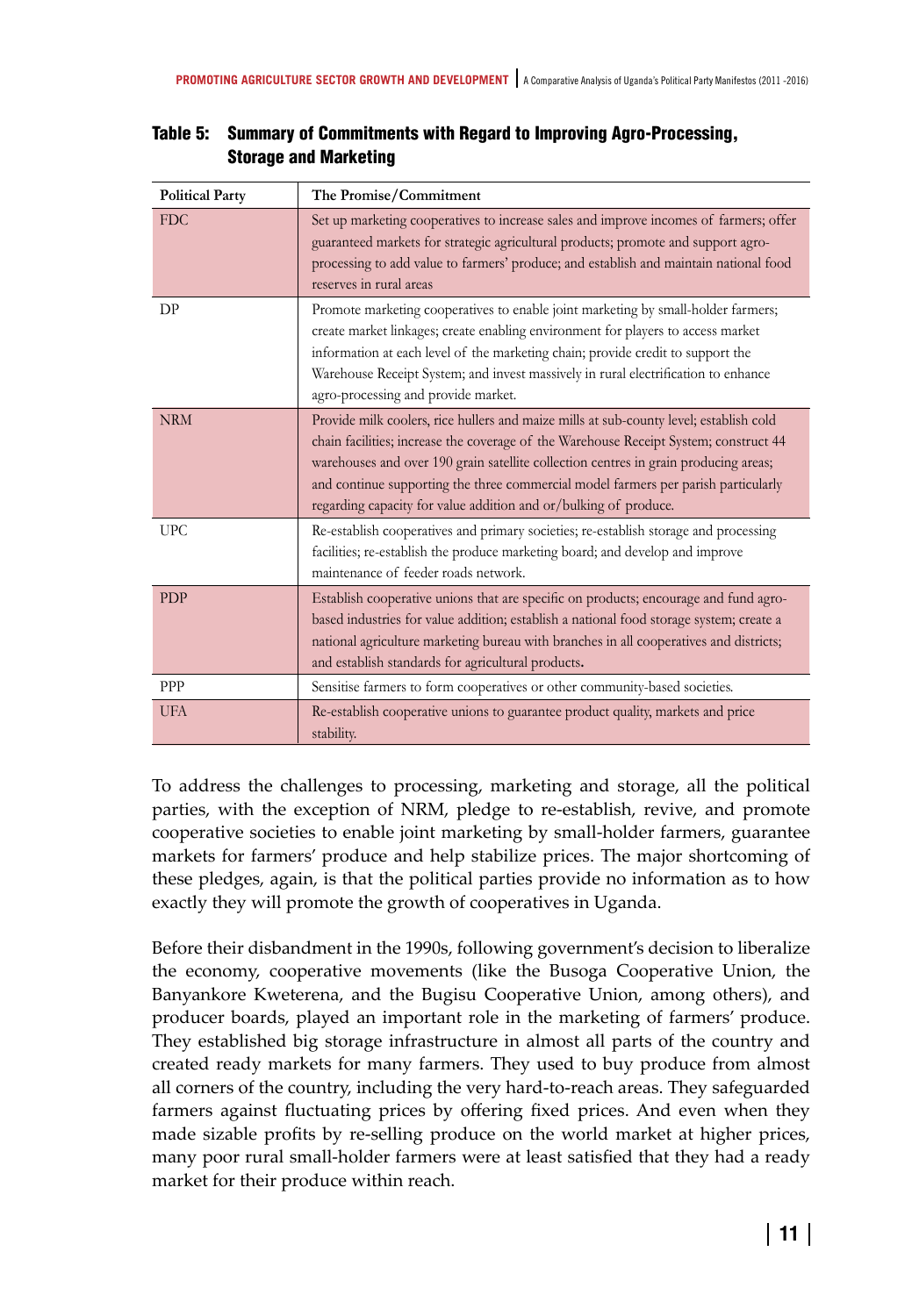**Table 5: Summary of Commitments with Regard to Improving Agro-Processing, Storage and Marketing**

| Political Party | The Promise/Commitment |
| --- | --- |
| FDC | Set up marketing cooperatives to increase sales and improve incomes of farmers; offer guaranteed markets for strategic agricultural products; promote and support agro-processing to add value to farmers' produce; and establish and maintain national food reserves in rural areas |
| DP | Promote marketing cooperatives to enable joint marketing by small-holder farmers; create market linkages; create enabling environment for players to access market information at each level of the marketing chain; provide credit to support the Warehouse Receipt System; and invest massively in rural electrification to enhance agro-processing and provide market. |
| NRM | Provide milk coolers, rice hullers and maize mills at sub-county level; establish cold chain facilities; increase the coverage of the Warehouse Receipt System; construct 44 warehouses and over 190 grain satellite collection centres in grain producing areas; and continue supporting the three commercial model farmers per parish particularly regarding capacity for value addition and or/bulking of produce. |
| UPC | Re-establish cooperatives and primary societies; re-establish storage and processing facilities; re-establish the produce marketing board; and develop and improve maintenance of feeder roads network. |
| PDP | Establish cooperative unions that are specific on products; encourage and fund agro-based industries for value addition; establish a national food storage system; create a national agriculture marketing bureau with branches in all cooperatives and districts; and establish standards for agricultural products. |
| PPP | Sensitise farmers to form cooperatives or other community-based societies. |
| UFA | Re-establish cooperative unions to guarantee product quality, markets and price stability. |

To address the challenges to processing, marketing and storage, all the political parties, with the exception of NRM, pledge to re-establish, revive, and promote cooperative societies to enable joint marketing by small-holder farmers, guarantee markets for farmers' produce and help stabilize prices. The major shortcoming of these pledges, again, is that the political parties provide no information as to how exactly they will promote the growth of cooperatives in Uganda.

Before their disbandment in the 1990s, following government's decision to liberalize the economy, cooperative movements (like the Busoga Cooperative Union, the Banyankore Kweterena, and the Bugisu Cooperative Union, among others), and producer boards, played an important role in the marketing of farmers' produce. They established big storage infrastructure in almost all parts of the country and created ready markets for many farmers. They used to buy produce from almost all corners of the country, including the very hard-to-reach areas. They safeguarded farmers against fluctuating prices by offering fixed prices. And even when they made sizable profits by re-selling produce on the world market at higher prices, many poor rural small-holder farmers were at least satisfied that they had a ready market for their produce within reach.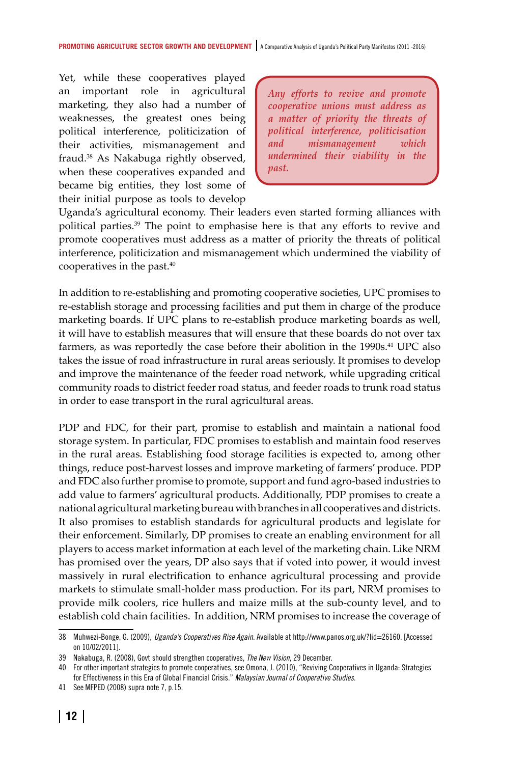Yet, while these cooperatives played an important role in agricultural marketing, they also had a number of weaknesses, the greatest ones being political interference, politicization of their activities, mismanagement and fraud.[38] As Nakabuga rightly observed, when these cooperatives expanded and became big entities, they lost some of their initial purpose as tools to develop Uganda's agricultural economy. Their leaders even started forming alliances with political parties.[39] The point to emphasise here is that any efforts to revive and promote cooperatives must address as a matter of priority the threats of political interference, politicization and mismanagement which undermined the viability of cooperatives in the past.[40]

> *Any efforts to revive and promote cooperative unions must address as a matter of priority the threats of political interference, politicisation and mismanagement which undermined their viability in the past.*

In addition to re-establishing and promoting cooperative societies, UPC promises to re-establish storage and processing facilities and put them in charge of the produce marketing boards. If UPC plans to re-establish produce marketing boards as well, it will have to establish measures that will ensure that these boards do not over tax farmers, as was reportedly the case before their abolition in the 1990s.[41] UPC also takes the issue of road infrastructure in rural areas seriously. It promises to develop and improve the maintenance of the feeder road network, while upgrading critical community roads to district feeder road status, and feeder roads to trunk road status in order to ease transport in the rural agricultural areas.

PDP and FDC, for their part, promise to establish and maintain a national food storage system. In particular, FDC promises to establish and maintain food reserves in the rural areas. Establishing food storage facilities is expected to, among other things, reduce post-harvest losses and improve marketing of farmers' produce. PDP and FDC also further promise to promote, support and fund agro-based industries to add value to farmers' agricultural products. Additionally, PDP promises to create a national agricultural marketing bureau with branches in all cooperatives and districts. It also promises to establish standards for agricultural products and legislate for their enforcement. Similarly, DP promises to create an enabling environment for all players to access market information at each level of the marketing chain. Like NRM has promised over the years, DP also says that if voted into power, it would invest massively in rural electrification to enhance agricultural processing and provide markets to stimulate small-holder mass production. For its part, NRM promises to provide milk coolers, rice hullers and maize mills at the sub-county level, and to establish cold chain facilities. In addition, NRM promises to increase the coverage of

---

38 Muhwezi-Bonge, G. (2009), *Uganda's Cooperatives Rise Again*. Available at http://www.panos.org.uk/?lid=26160. [Accessed on 10/02/2011].

39 Nakabuga, R. (2008), Govt should strengthen cooperatives, *The New Vision*, 29 December.

40 For other important strategies to promote cooperatives, see Omona, J. (2010), "Reviving Cooperatives in Uganda: Strategies for Effectiveness in this Era of Global Financial Crisis." *Malaysian Journal of Cooperative Studies*.

41 See MFPED (2008) supra note 7, p.15.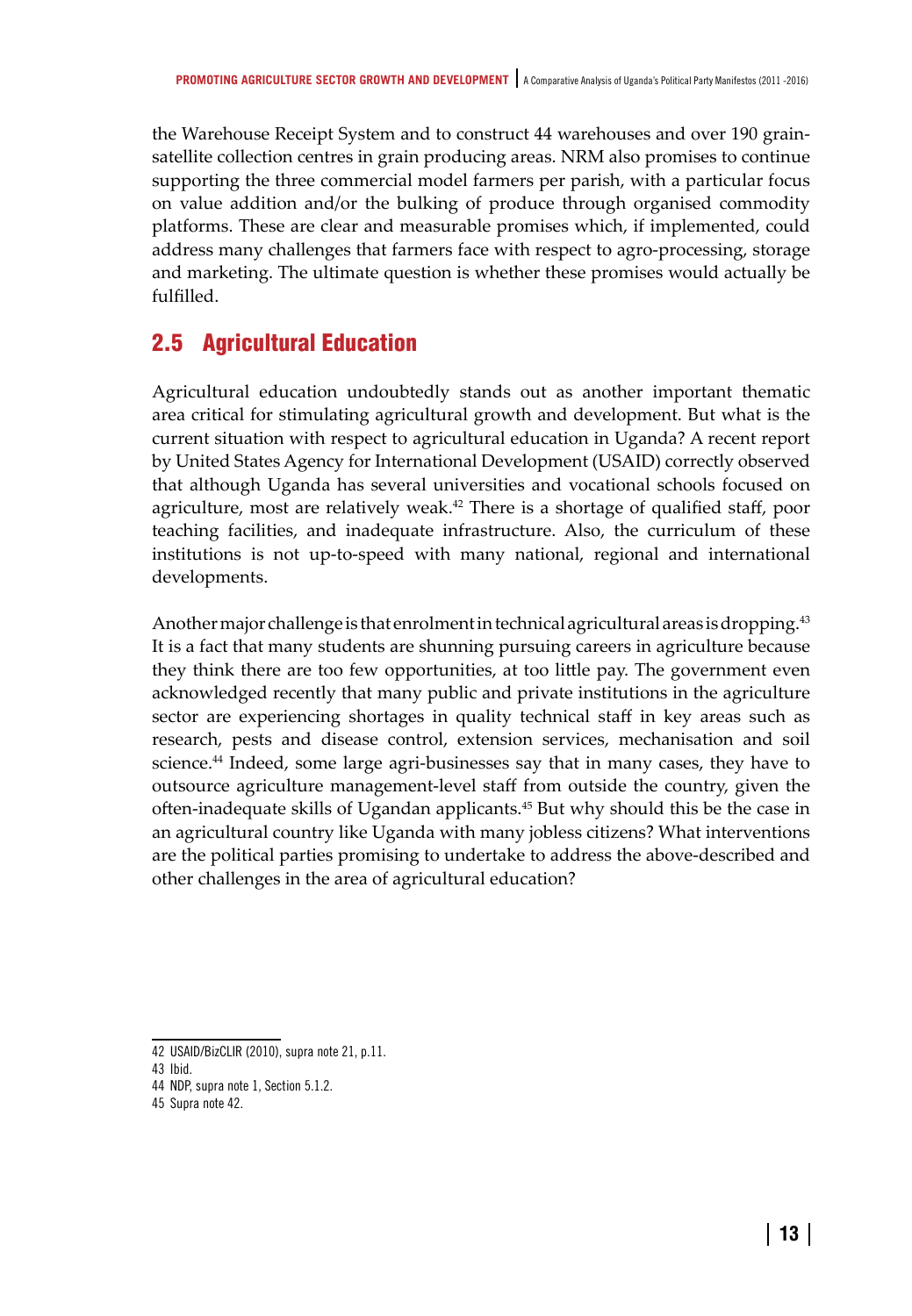the Warehouse Receipt System and to construct 44 warehouses and over 190 grain-satellite collection centres in grain producing areas. NRM also promises to continue supporting the three commercial model farmers per parish, with a particular focus on value addition and/or the bulking of produce through organised commodity platforms. These are clear and measurable promises which, if implemented, could address many challenges that farmers face with respect to agro-processing, storage and marketing. The ultimate question is whether these promises would actually be fulfilled.

## 2.5 Agricultural Education

Agricultural education undoubtedly stands out as another important thematic area critical for stimulating agricultural growth and development. But what is the current situation with respect to agricultural education in Uganda? A recent report by United States Agency for International Development (USAID) correctly observed that although Uganda has several universities and vocational schools focused on agriculture, most are relatively weak.[42] There is a shortage of qualified staff, poor teaching facilities, and inadequate infrastructure. Also, the curriculum of these institutions is not up-to-speed with many national, regional and international developments.

Another major challenge is that enrolment in technical agricultural areas is dropping.[43] It is a fact that many students are shunning pursuing careers in agriculture because they think there are too few opportunities, at too little pay. The government even acknowledged recently that many public and private institutions in the agriculture sector are experiencing shortages in quality technical staff in key areas such as research, pests and disease control, extension services, mechanisation and soil science.[44] Indeed, some large agri-businesses say that in many cases, they have to outsource agriculture management-level staff from outside the country, given the often-inadequate skills of Ugandan applicants.[45] But why should this be the case in an agricultural country like Uganda with many jobless citizens? What interventions are the political parties promising to undertake to address the above-described and other challenges in the area of agricultural education?

---

42 USAID/BizCLIR (2010), supra note 21, p.11.

43 Ibid.

44 NDP, supra note 1, Section 5.1.2.

45 Supra note 42.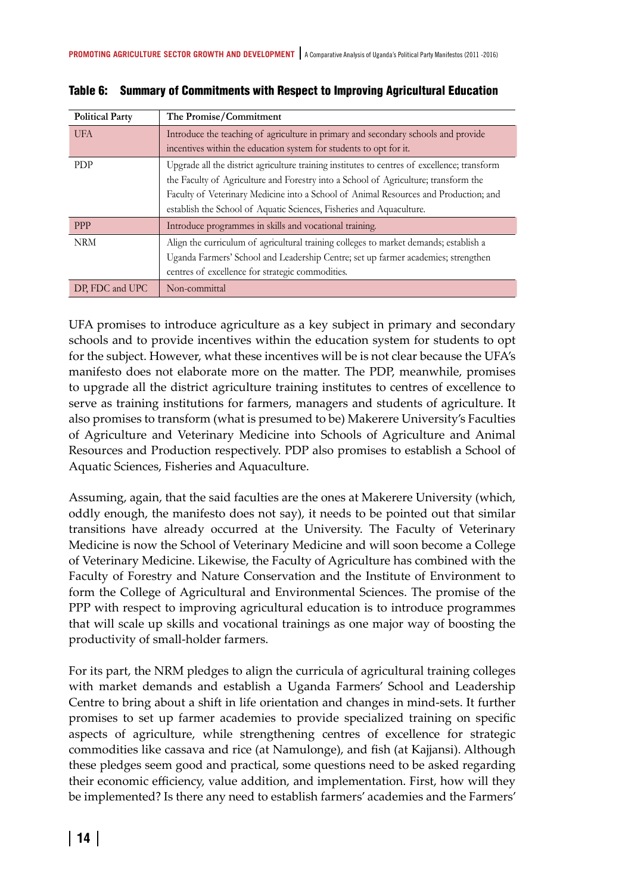**Table 6: Summary of Commitments with Respect to Improving Agricultural Education**

| Political Party | The Promise/Commitment |
|---|---|
| UFA | Introduce the teaching of agriculture in primary and secondary schools and provide incentives within the education system for students to opt for it. |
| PDP | Upgrade all the district agriculture training institutes to centres of excellence; transform the Faculty of Agriculture and Forestry into a School of Agriculture; transform the Faculty of Veterinary Medicine into a School of Animal Resources and Production; and establish the School of Aquatic Sciences, Fisheries and Aquaculture. |
| PPP | Introduce programmes in skills and vocational training. |
| NRM | Align the curriculum of agricultural training colleges to market demands; establish a Uganda Farmers' School and Leadership Centre; set up farmer academies; strengthen centres of excellence for strategic commodities. |
| DP, FDC and UPC | Non-committal |

UFA promises to introduce agriculture as a key subject in primary and secondary schools and to provide incentives within the education system for students to opt for the subject. However, what these incentives will be is not clear because the UFA's manifesto does not elaborate more on the matter. The PDP, meanwhile, promises to upgrade all the district agriculture training institutes to centres of excellence to serve as training institutions for farmers, managers and students of agriculture. It also promises to transform (what is presumed to be) Makerere University's Faculties of Agriculture and Veterinary Medicine into Schools of Agriculture and Animal Resources and Production respectively. PDP also promises to establish a School of Aquatic Sciences, Fisheries and Aquaculture.

Assuming, again, that the said faculties are the ones at Makerere University (which, oddly enough, the manifesto does not say), it needs to be pointed out that similar transitions have already occurred at the University. The Faculty of Veterinary Medicine is now the School of Veterinary Medicine and will soon become a College of Veterinary Medicine. Likewise, the Faculty of Agriculture has combined with the Faculty of Forestry and Nature Conservation and the Institute of Environment to form the College of Agricultural and Environmental Sciences. The promise of the PPP with respect to improving agricultural education is to introduce programmes that will scale up skills and vocational trainings as one major way of boosting the productivity of small-holder farmers.

For its part, the NRM pledges to align the curricula of agricultural training colleges with market demands and establish a Uganda Farmers' School and Leadership Centre to bring about a shift in life orientation and changes in mind-sets. It further promises to set up farmer academies to provide specialized training on specific aspects of agriculture, while strengthening centres of excellence for strategic commodities like cassava and rice (at Namulonge), and fish (at Kajjansi). Although these pledges seem good and practical, some questions need to be asked regarding their economic efficiency, value addition, and implementation. First, how will they be implemented? Is there any need to establish farmers' academies and the Farmers'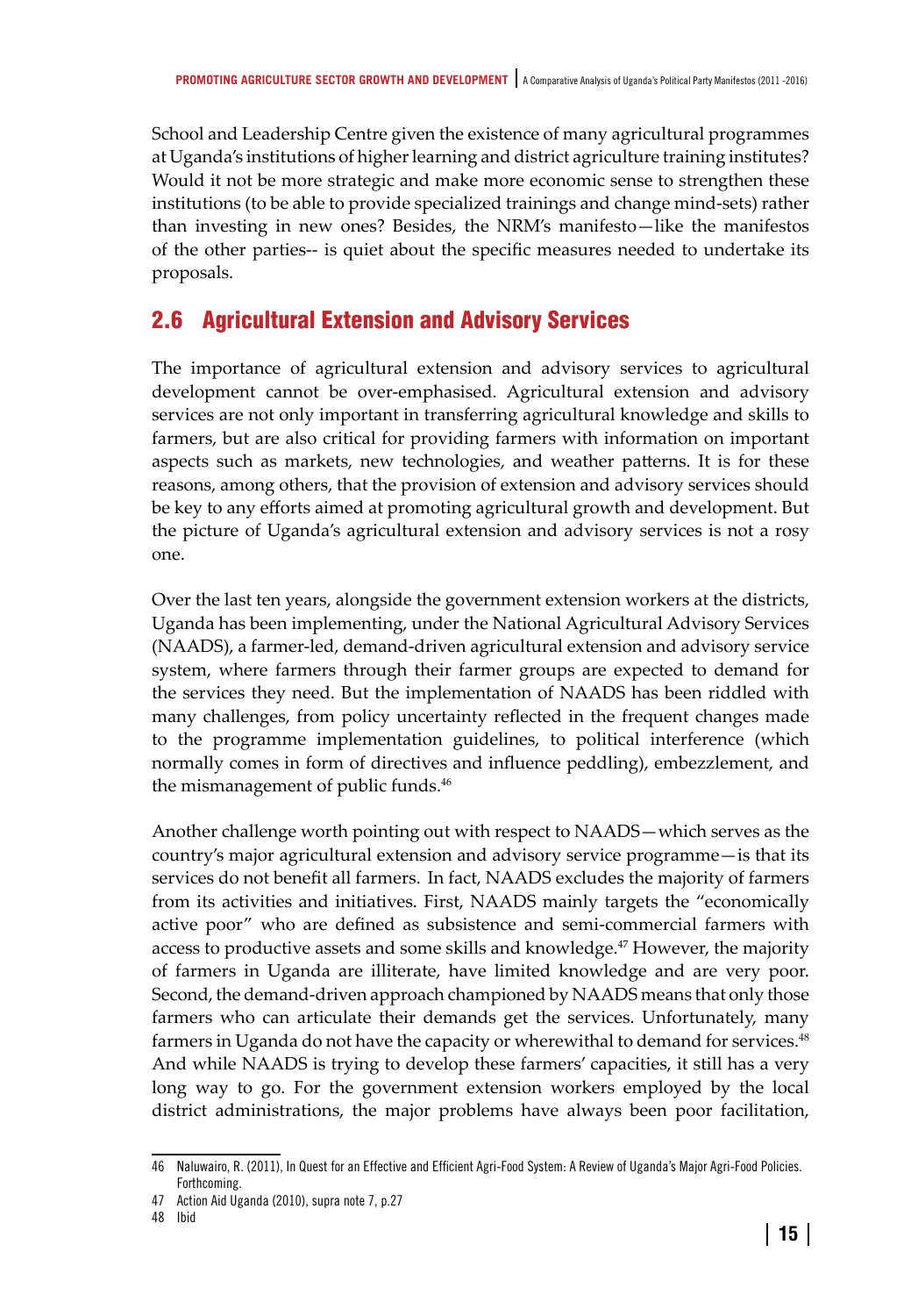School and Leadership Centre given the existence of many agricultural programmes at Uganda's institutions of higher learning and district agriculture training institutes? Would it not be more strategic and make more economic sense to strengthen these institutions (to be able to provide specialized trainings and change mind-sets) rather than investing in new ones? Besides, the NRM's manifesto—like the manifestos of the other parties-- is quiet about the specific measures needed to undertake its proposals.

## 2.6 Agricultural Extension and Advisory Services

The importance of agricultural extension and advisory services to agricultural development cannot be over-emphasised. Agricultural extension and advisory services are not only important in transferring agricultural knowledge and skills to farmers, but are also critical for providing farmers with information on important aspects such as markets, new technologies, and weather patterns. It is for these reasons, among others, that the provision of extension and advisory services should be key to any efforts aimed at promoting agricultural growth and development. But the picture of Uganda's agricultural extension and advisory services is not a rosy one.

Over the last ten years, alongside the government extension workers at the districts, Uganda has been implementing, under the National Agricultural Advisory Services (NAADS), a farmer-led, demand-driven agricultural extension and advisory service system, where farmers through their farmer groups are expected to demand for the services they need. But the implementation of NAADS has been riddled with many challenges, from policy uncertainty reflected in the frequent changes made to the programme implementation guidelines, to political interference (which normally comes in form of directives and influence peddling), embezzlement, and the mismanagement of public funds.[46]

Another challenge worth pointing out with respect to NAADS—which serves as the country's major agricultural extension and advisory service programme—is that its services do not benefit all farmers. In fact, NAADS excludes the majority of farmers from its activities and initiatives. First, NAADS mainly targets the "economically active poor" who are defined as subsistence and semi-commercial farmers with access to productive assets and some skills and knowledge.[47] However, the majority of farmers in Uganda are illiterate, have limited knowledge and are very poor. Second, the demand-driven approach championed by NAADS means that only those farmers who can articulate their demands get the services. Unfortunately, many farmers in Uganda do not have the capacity or wherewithal to demand for services.[48] And while NAADS is trying to develop these farmers' capacities, it still has a very long way to go. For the government extension workers employed by the local district administrations, the major problems have always been poor facilitation,

---

46 Naluwairo, R. (2011), In Quest for an Effective and Efficient Agri-Food System: A Review of Uganda's Major Agri-Food Policies. Forthcoming.

47 Action Aid Uganda (2010), supra note 7, p.27

48 Ibid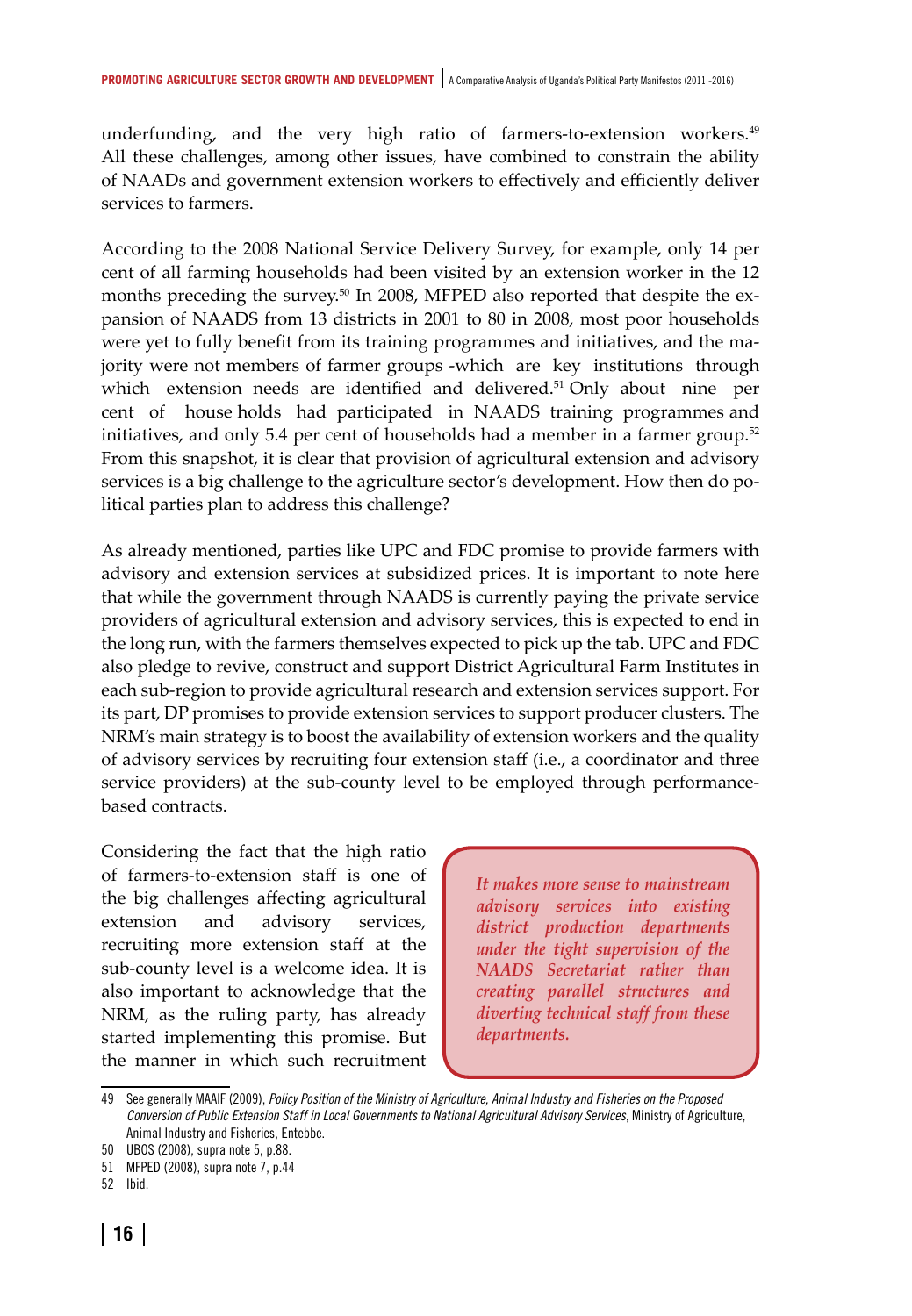underfunding, and the very high ratio of farmers-to-extension workers.[49] All these challenges, among other issues, have combined to constrain the ability of NAADs and government extension workers to effectively and efficiently deliver services to farmers.

According to the 2008 National Service Delivery Survey, for example, only 14 per cent of all farming households had been visited by an extension worker in the 12 months preceding the survey.[50] In 2008, MFPED also reported that despite the expansion of NAADS from 13 districts in 2001 to 80 in 2008, most poor households were yet to fully benefit from its training programmes and initiatives, and the majority were not members of farmer groups -which are key institutions through which extension needs are identified and delivered.[51] Only about nine per cent of house holds had participated in NAADS training programmes and initiatives, and only 5.4 per cent of households had a member in a farmer group.[52] From this snapshot, it is clear that provision of agricultural extension and advisory services is a big challenge to the agriculture sector's development. How then do political parties plan to address this challenge?

As already mentioned, parties like UPC and FDC promise to provide farmers with advisory and extension services at subsidized prices. It is important to note here that while the government through NAADS is currently paying the private service providers of agricultural extension and advisory services, this is expected to end in the long run, with the farmers themselves expected to pick up the tab. UPC and FDC also pledge to revive, construct and support District Agricultural Farm Institutes in each sub-region to provide agricultural research and extension services support. For its part, DP promises to provide extension services to support producer clusters. The NRM's main strategy is to boost the availability of extension workers and the quality of advisory services by recruiting four extension staff (i.e., a coordinator and three service providers) at the sub-county level to be employed through performance-based contracts.

Considering the fact that the high ratio of farmers-to-extension staff is one of the big challenges affecting agricultural extension and advisory services, recruiting more extension staff at the sub-county level is a welcome idea. It is also important to acknowledge that the NRM, as the ruling party, has already started implementing this promise. But the manner in which such recruitment

> ***It makes more sense to mainstream advisory services into existing district production departments under the tight supervision of the NAADS Secretariat rather than creating parallel structures and diverting technical staff from these departments.***

---

49 See generally MAAIF (2009), *Policy Position of the Ministry of Agriculture, Animal Industry and Fisheries on the Proposed Conversion of Public Extension Staff in Local Governments to National Agricultural Advisory Services*, Ministry of Agriculture, Animal Industry and Fisheries, Entebbe.

50 UBOS (2008), supra note 5, p.88.

51 MFPED (2008), supra note 7, p.44

52 Ibid.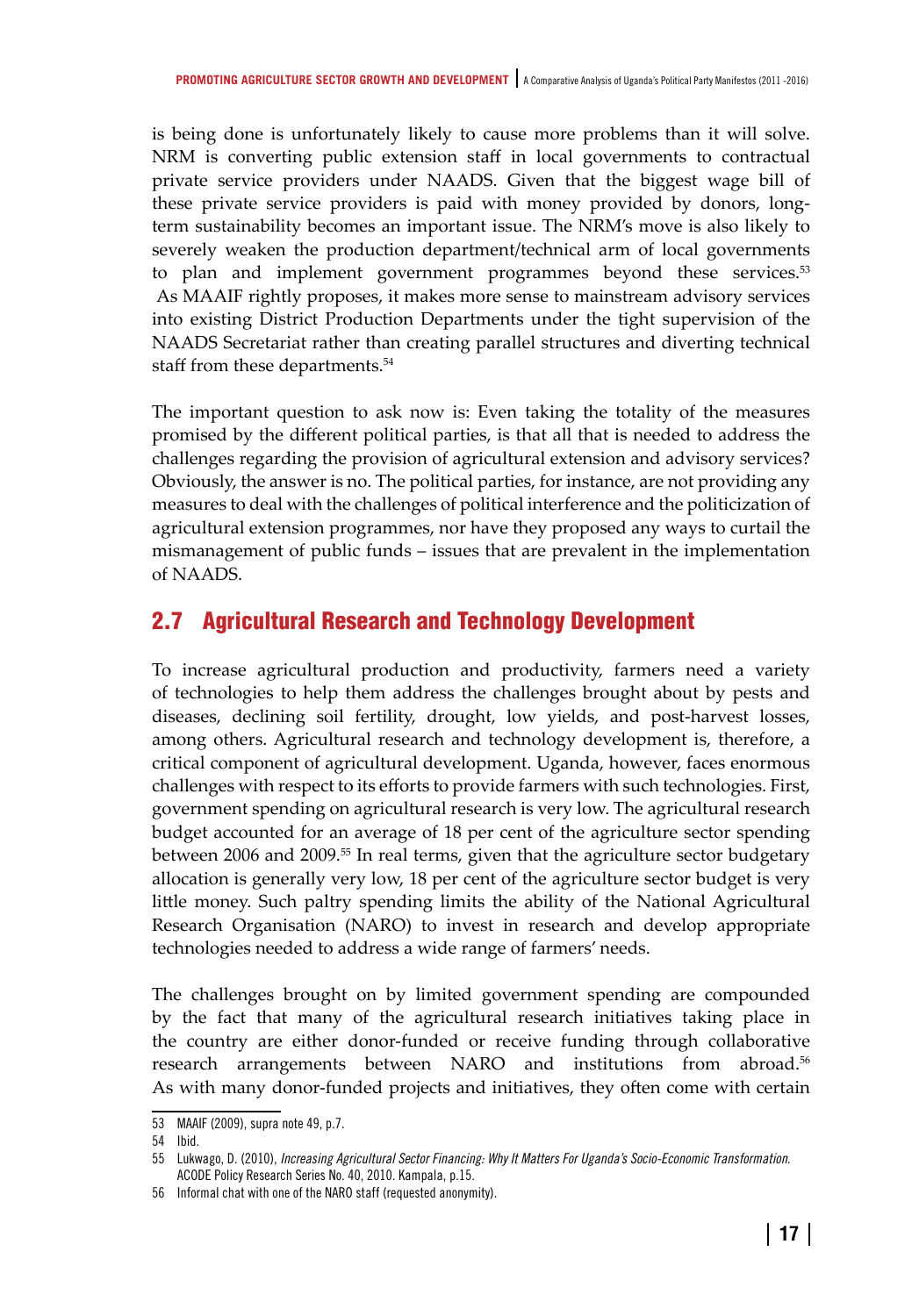is being done is unfortunately likely to cause more problems than it will solve. NRM is converting public extension staff in local governments to contractual private service providers under NAADS. Given that the biggest wage bill of these private service providers is paid with money provided by donors, long-term sustainability becomes an important issue. The NRM's move is also likely to severely weaken the production department/technical arm of local governments to plan and implement government programmes beyond these services.[53] As MAAIF rightly proposes, it makes more sense to mainstream advisory services into existing District Production Departments under the tight supervision of the NAADS Secretariat rather than creating parallel structures and diverting technical staff from these departments.[54]

The important question to ask now is: Even taking the totality of the measures promised by the different political parties, is that all that is needed to address the challenges regarding the provision of agricultural extension and advisory services? Obviously, the answer is no. The political parties, for instance, are not providing any measures to deal with the challenges of political interference and the politicization of agricultural extension programmes, nor have they proposed any ways to curtail the mismanagement of public funds – issues that are prevalent in the implementation of NAADS.

## 2.7 Agricultural Research and Technology Development

To increase agricultural production and productivity, farmers need a variety of technologies to help them address the challenges brought about by pests and diseases, declining soil fertility, drought, low yields, and post-harvest losses, among others. Agricultural research and technology development is, therefore, a critical component of agricultural development. Uganda, however, faces enormous challenges with respect to its efforts to provide farmers with such technologies. First, government spending on agricultural research is very low. The agricultural research budget accounted for an average of 18 per cent of the agriculture sector spending between 2006 and 2009.[55] In real terms, given that the agriculture sector budgetary allocation is generally very low, 18 per cent of the agriculture sector budget is very little money. Such paltry spending limits the ability of the National Agricultural Research Organisation (NARO) to invest in research and develop appropriate technologies needed to address a wide range of farmers' needs.

The challenges brought on by limited government spending are compounded by the fact that many of the agricultural research initiatives taking place in the country are either donor-funded or receive funding through collaborative research arrangements between NARO and institutions from abroad.[56] As with many donor-funded projects and initiatives, they often come with certain

---

53 MAAIF (2009), supra note 49, p.7.

54 Ibid.

55 Lukwago, D. (2010), *Increasing Agricultural Sector Financing: Why It Matters For Uganda's Socio-Economic Transformation.* ACODE Policy Research Series No. 40, 2010. Kampala, p.15.

56 Informal chat with one of the NARO staff (requested anonymity).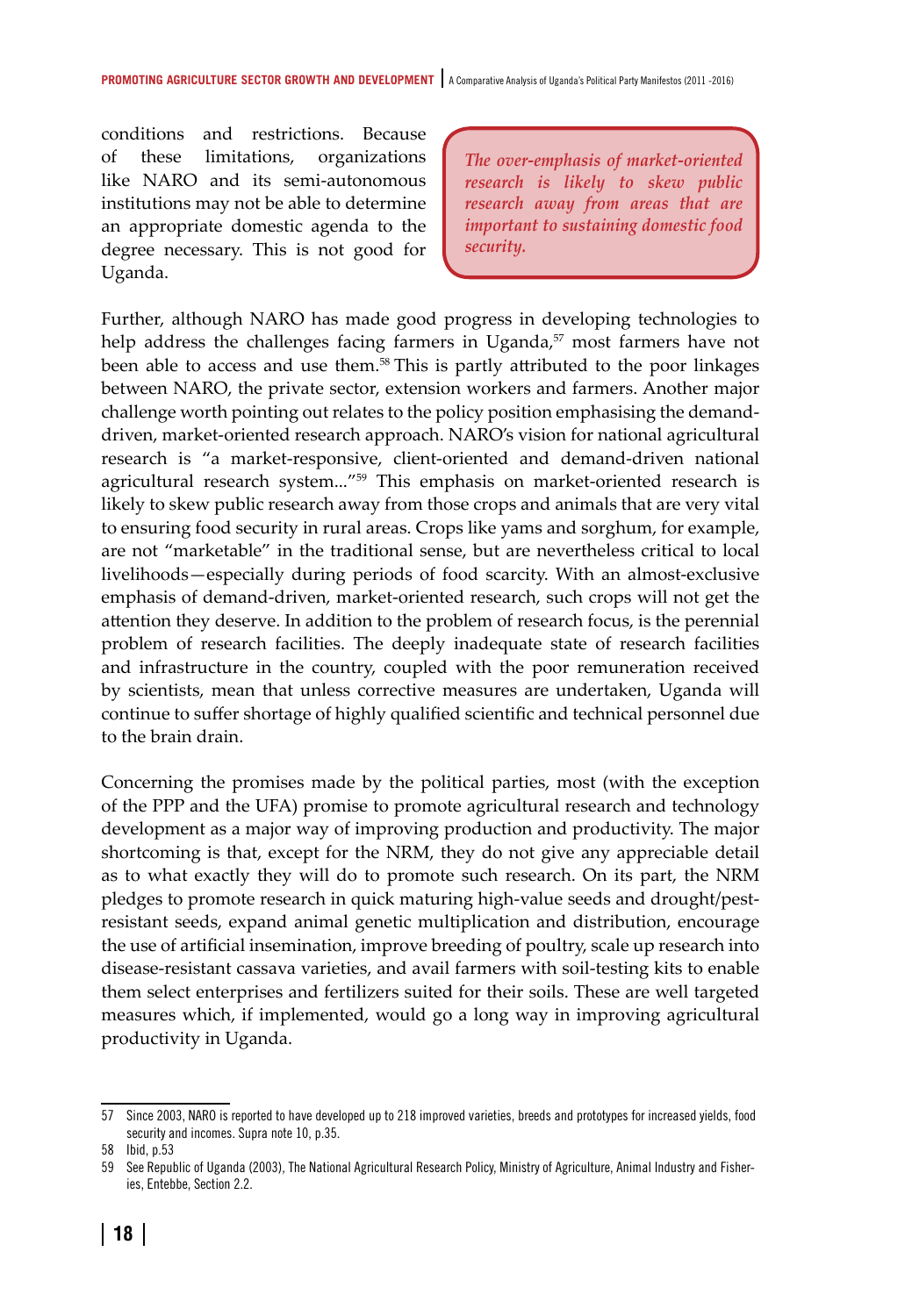conditions and restrictions. Because of these limitations, organizations like NARO and its semi-autonomous institutions may not be able to determine an appropriate domestic agenda to the degree necessary. This is not good for Uganda.

> *The over-emphasis of market-oriented research is likely to skew public research away from areas that are important to sustaining domestic food security.*

Further, although NARO has made good progress in developing technologies to help address the challenges facing farmers in Uganda,[57] most farmers have not been able to access and use them.[58] This is partly attributed to the poor linkages between NARO, the private sector, extension workers and farmers. Another major challenge worth pointing out relates to the policy position emphasising the demand-driven, market-oriented research approach. NARO's vision for national agricultural research is "a market-responsive, client-oriented and demand-driven national agricultural research system..."[59] This emphasis on market-oriented research is likely to skew public research away from those crops and animals that are very vital to ensuring food security in rural areas. Crops like yams and sorghum, for example, are not "marketable" in the traditional sense, but are nevertheless critical to local livelihoods—especially during periods of food scarcity. With an almost-exclusive emphasis of demand-driven, market-oriented research, such crops will not get the attention they deserve. In addition to the problem of research focus, is the perennial problem of research facilities. The deeply inadequate state of research facilities and infrastructure in the country, coupled with the poor remuneration received by scientists, mean that unless corrective measures are undertaken, Uganda will continue to suffer shortage of highly qualified scientific and technical personnel due to the brain drain.

Concerning the promises made by the political parties, most (with the exception of the PPP and the UFA) promise to promote agricultural research and technology development as a major way of improving production and productivity. The major shortcoming is that, except for the NRM, they do not give any appreciable detail as to what exactly they will do to promote such research. On its part, the NRM pledges to promote research in quick maturing high-value seeds and drought/pest-resistant seeds, expand animal genetic multiplication and distribution, encourage the use of artificial insemination, improve breeding of poultry, scale up research into disease-resistant cassava varieties, and avail farmers with soil-testing kits to enable them select enterprises and fertilizers suited for their soils. These are well targeted measures which, if implemented, would go a long way in improving agricultural productivity in Uganda.

---

57 Since 2003, NARO is reported to have developed up to 218 improved varieties, breeds and prototypes for increased yields, food security and incomes. Supra note 10, p.35.

58 Ibid, p.53

59 See Republic of Uganda (2003), The National Agricultural Research Policy, Ministry of Agriculture, Animal Industry and Fisheries, Entebbe, Section 2.2.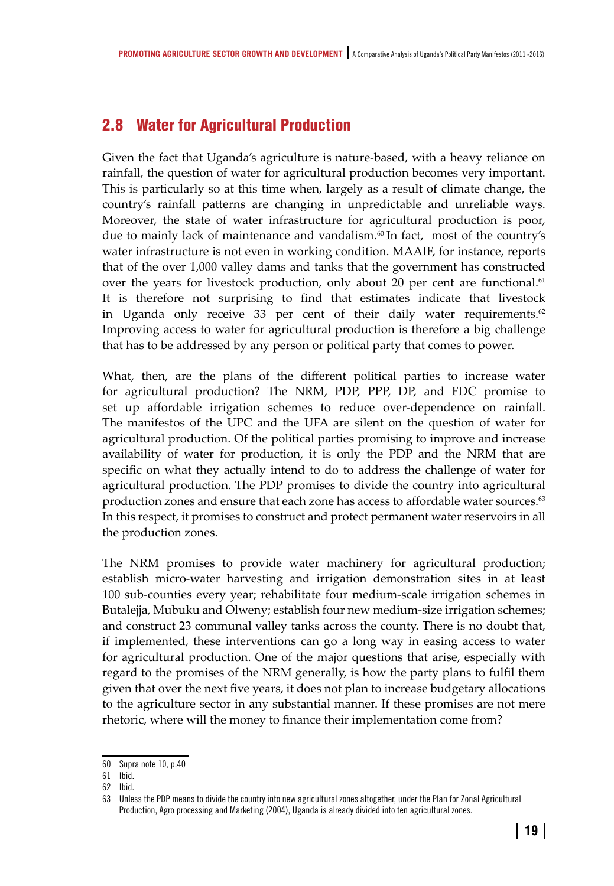## 2.8 Water for Agricultural Production

Given the fact that Uganda's agriculture is nature-based, with a heavy reliance on rainfall, the question of water for agricultural production becomes very important. This is particularly so at this time when, largely as a result of climate change, the country's rainfall patterns are changing in unpredictable and unreliable ways. Moreover, the state of water infrastructure for agricultural production is poor, due to mainly lack of maintenance and vandalism.[60] In fact, most of the country's water infrastructure is not even in working condition. MAAIF, for instance, reports that of the over 1,000 valley dams and tanks that the government has constructed over the years for livestock production, only about 20 per cent are functional.[61] It is therefore not surprising to find that estimates indicate that livestock in Uganda only receive 33 per cent of their daily water requirements.[62] Improving access to water for agricultural production is therefore a big challenge that has to be addressed by any person or political party that comes to power.

What, then, are the plans of the different political parties to increase water for agricultural production? The NRM, PDP, PPP, DP, and FDC promise to set up affordable irrigation schemes to reduce over-dependence on rainfall. The manifestos of the UPC and the UFA are silent on the question of water for agricultural production. Of the political parties promising to improve and increase availability of water for production, it is only the PDP and the NRM that are specific on what they actually intend to do to address the challenge of water for agricultural production. The PDP promises to divide the country into agricultural production zones and ensure that each zone has access to affordable water sources.[63] In this respect, it promises to construct and protect permanent water reservoirs in all the production zones.

The NRM promises to provide water machinery for agricultural production; establish micro-water harvesting and irrigation demonstration sites in at least 100 sub-counties every year; rehabilitate four medium-scale irrigation schemes in Butalejja, Mubuku and Olweny; establish four new medium-size irrigation schemes; and construct 23 communal valley tanks across the county. There is no doubt that, if implemented, these interventions can go a long way in easing access to water for agricultural production. One of the major questions that arise, especially with regard to the promises of the NRM generally, is how the party plans to fulfil them given that over the next five years, it does not plan to increase budgetary allocations to the agriculture sector in any substantial manner. If these promises are not mere rhetoric, where will the money to finance their implementation come from?

---

60 Supra note 10, p.40

61 Ibid.

62 Ibid.

63 Unless the PDP means to divide the country into new agricultural zones altogether, under the Plan for Zonal Agricultural Production, Agro processing and Marketing (2004), Uganda is already divided into ten agricultural zones.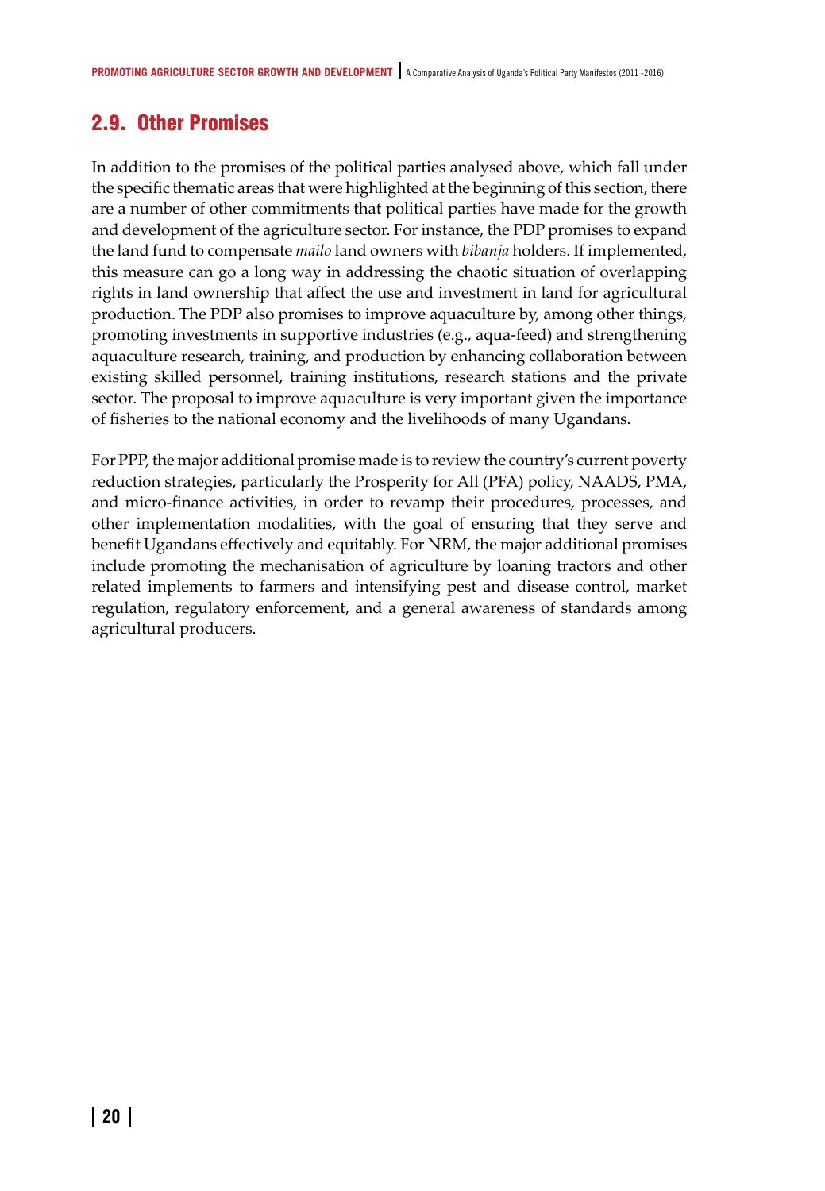## 2.9. Other Promises

In addition to the promises of the political parties analysed above, which fall under the specific thematic areas that were highlighted at the beginning of this section, there are a number of other commitments that political parties have made for the growth and development of the agriculture sector. For instance, the PDP promises to expand the land fund to compensate *mailo* land owners with *bibanja* holders. If implemented, this measure can go a long way in addressing the chaotic situation of overlapping rights in land ownership that affect the use and investment in land for agricultural production. The PDP also promises to improve aquaculture by, among other things, promoting investments in supportive industries (e.g., aqua-feed) and strengthening aquaculture research, training, and production by enhancing collaboration between existing skilled personnel, training institutions, research stations and the private sector. The proposal to improve aquaculture is very important given the importance of fisheries to the national economy and the livelihoods of many Ugandans.

For PPP, the major additional promise made is to review the country's current poverty reduction strategies, particularly the Prosperity for All (PFA) policy, NAADS, PMA, and micro-finance activities, in order to revamp their procedures, processes, and other implementation modalities, with the goal of ensuring that they serve and benefit Ugandans effectively and equitably. For NRM, the major additional promises include promoting the mechanisation of agriculture by loaning tractors and other related implements to farmers and intensifying pest and disease control, market regulation, regulatory enforcement, and a general awareness of standards among agricultural producers.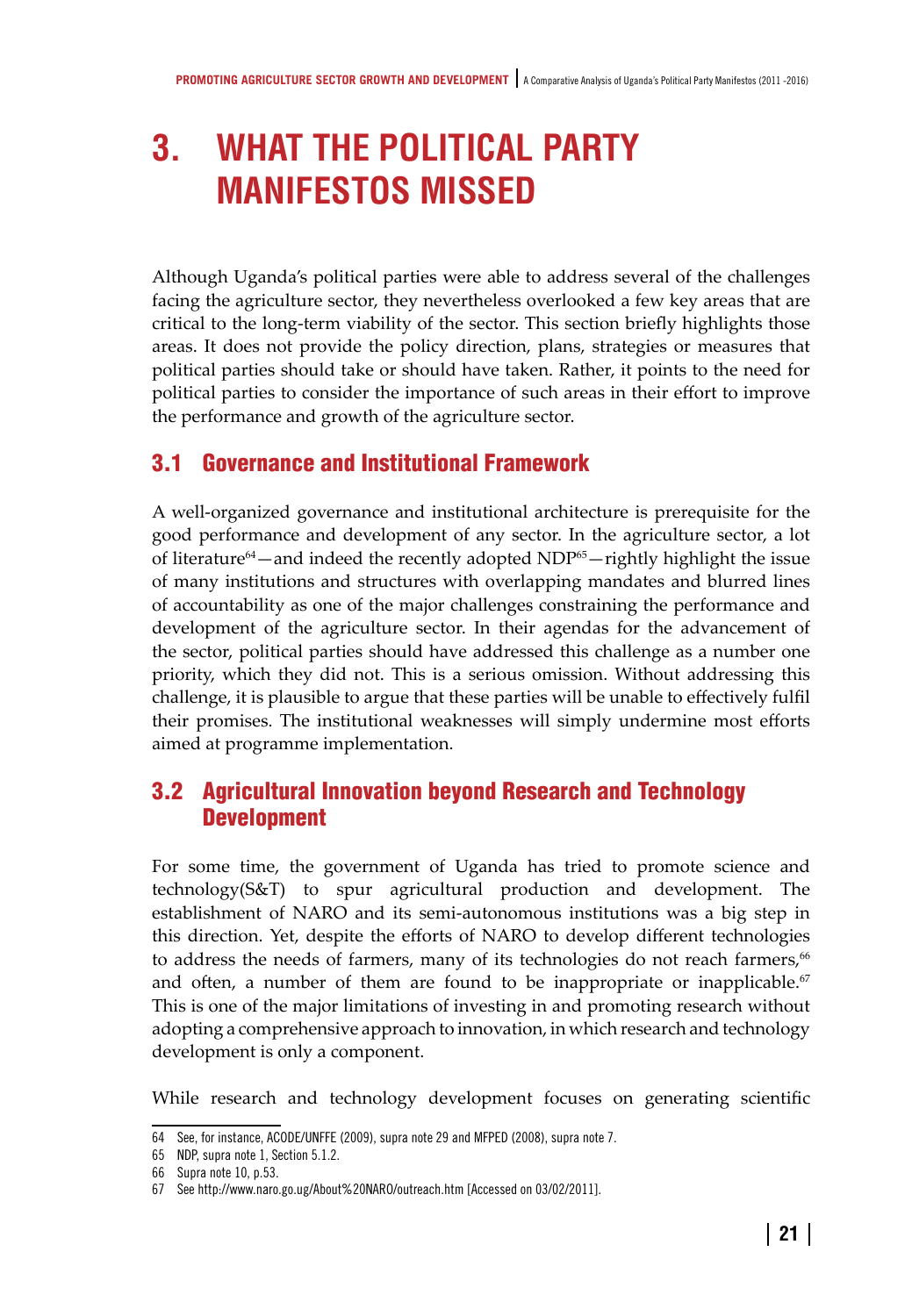# 3. WHAT THE POLITICAL PARTY MANIFESTOS MISSED

Although Uganda's political parties were able to address several of the challenges facing the agriculture sector, they nevertheless overlooked a few key areas that are critical to the long-term viability of the sector. This section briefly highlights those areas. It does not provide the policy direction, plans, strategies or measures that political parties should take or should have taken. Rather, it points to the need for political parties to consider the importance of such areas in their effort to improve the performance and growth of the agriculture sector.

## 3.1 Governance and Institutional Framework

A well-organized governance and institutional architecture is prerequisite for the good performance and development of any sector. In the agriculture sector, a lot of literature[64]—and indeed the recently adopted NDP[65]—rightly highlight the issue of many institutions and structures with overlapping mandates and blurred lines of accountability as one of the major challenges constraining the performance and development of the agriculture sector. In their agendas for the advancement of the sector, political parties should have addressed this challenge as a number one priority, which they did not. This is a serious omission. Without addressing this challenge, it is plausible to argue that these parties will be unable to effectively fulfil their promises. The institutional weaknesses will simply undermine most efforts aimed at programme implementation.

## 3.2 Agricultural Innovation beyond Research and Technology Development

For some time, the government of Uganda has tried to promote science and technology(S&T) to spur agricultural production and development. The establishment of NARO and its semi-autonomous institutions was a big step in this direction. Yet, despite the efforts of NARO to develop different technologies to address the needs of farmers, many of its technologies do not reach farmers,[66] and often, a number of them are found to be inappropriate or inapplicable.[67] This is one of the major limitations of investing in and promoting research without adopting a comprehensive approach to innovation, in which research and technology development is only a component.

While research and technology development focuses on generating scientific

---

64 See, for instance, ACODE/UNFFE (2009), supra note 29 and MFPED (2008), supra note 7.

65 NDP, supra note 1, Section 5.1.2.

66 Supra note 10, p.53.

67 See http://www.naro.go.ug/About%20NARO/outreach.htm [Accessed on 03/02/2011].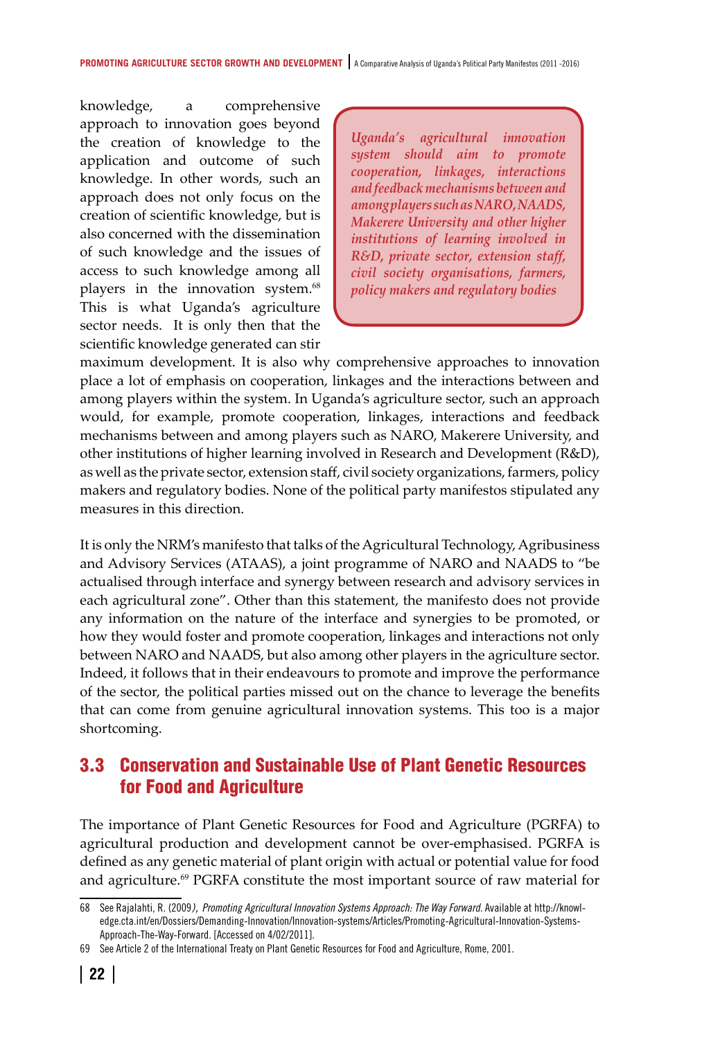knowledge, a comprehensive approach to innovation goes beyond the creation of knowledge to the application and outcome of such knowledge. In other words, such an approach does not only focus on the creation of scientific knowledge, but is also concerned with the dissemination of such knowledge and the issues of access to such knowledge among all players in the innovation system.[68] This is what Uganda's agriculture sector needs. It is only then that the scientific knowledge generated can stir maximum development. It is also why comprehensive approaches to innovation place a lot of emphasis on cooperation, linkages and the interactions between and among players within the system. In Uganda's agriculture sector, such an approach would, for example, promote cooperation, linkages, interactions and feedback mechanisms between and among players such as NARO, Makerere University, and other institutions of higher learning involved in Research and Development (R&D), as well as the private sector, extension staff, civil society organizations, farmers, policy makers and regulatory bodies. None of the political party manifestos stipulated any measures in this direction.

> *Uganda's agricultural innovation system should aim to promote cooperation, linkages, interactions and feedback mechanisms between and among players such as NARO, NAADS, Makerere University and other higher institutions of learning involved in R&D, private sector, extension staff, civil society organisations, farmers, policy makers and regulatory bodies*

It is only the NRM's manifesto that talks of the Agricultural Technology, Agribusiness and Advisory Services (ATAAS), a joint programme of NARO and NAADS to "be actualised through interface and synergy between research and advisory services in each agricultural zone". Other than this statement, the manifesto does not provide any information on the nature of the interface and synergies to be promoted, or how they would foster and promote cooperation, linkages and interactions not only between NARO and NAADS, but also among other players in the agriculture sector. Indeed, it follows that in their endeavours to promote and improve the performance of the sector, the political parties missed out on the chance to leverage the benefits that can come from genuine agricultural innovation systems. This too is a major shortcoming.

## 3.3 Conservation and Sustainable Use of Plant Genetic Resources for Food and Agriculture

The importance of Plant Genetic Resources for Food and Agriculture (PGRFA) to agricultural production and development cannot be over-emphasised. PGRFA is defined as any genetic material of plant origin with actual or potential value for food and agriculture.[69] PGRFA constitute the most important source of raw material for

---

68 See Rajalahti, R. (2009), *Promoting Agricultural Innovation Systems Approach: The Way Forward.* Available at http://knowledge.cta.int/en/Dossiers/Demanding-Innovation/Innovation-systems/Articles/Promoting-Agricultural-Innovation-Systems-Approach-The-Way-Forward. [Accessed on 4/02/2011].

69 See Article 2 of the International Treaty on Plant Genetic Resources for Food and Agriculture, Rome, 2001.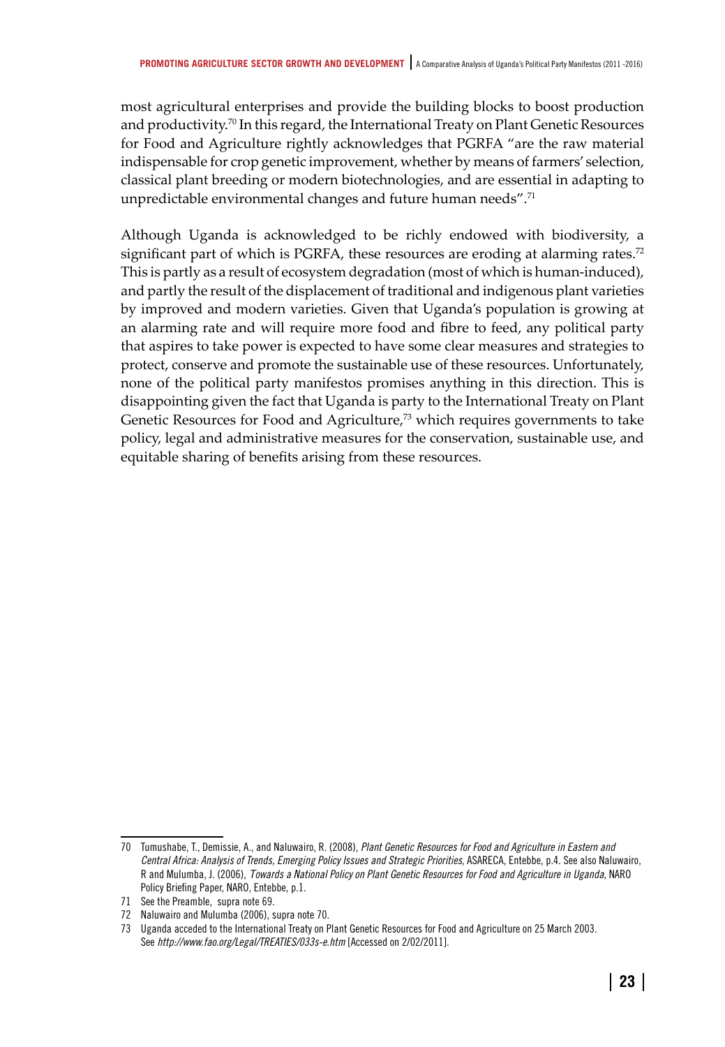most agricultural enterprises and provide the building blocks to boost production and productivity.[70] In this regard, the International Treaty on Plant Genetic Resources for Food and Agriculture rightly acknowledges that PGRFA "are the raw material indispensable for crop genetic improvement, whether by means of farmers' selection, classical plant breeding or modern biotechnologies, and are essential in adapting to unpredictable environmental changes and future human needs".[71]

Although Uganda is acknowledged to be richly endowed with biodiversity, a significant part of which is PGRFA, these resources are eroding at alarming rates.[72] This is partly as a result of ecosystem degradation (most of which is human-induced), and partly the result of the displacement of traditional and indigenous plant varieties by improved and modern varieties. Given that Uganda's population is growing at an alarming rate and will require more food and fibre to feed, any political party that aspires to take power is expected to have some clear measures and strategies to protect, conserve and promote the sustainable use of these resources. Unfortunately, none of the political party manifestos promises anything in this direction. This is disappointing given the fact that Uganda is party to the International Treaty on Plant Genetic Resources for Food and Agriculture,[73] which requires governments to take policy, legal and administrative measures for the conservation, sustainable use, and equitable sharing of benefits arising from these resources.

---

70 Tumushabe, T., Demissie, A., and Naluwairo, R. (2008), *Plant Genetic Resources for Food and Agriculture in Eastern and Central Africa: Analysis of Trends, Emerging Policy Issues and Strategic Priorities*, ASARECA, Entebbe, p.4. See also Naluwairo, R and Mulumba, J. (2006), *Towards a National Policy on Plant Genetic Resources for Food and Agriculture in Uganda*, NARO Policy Briefing Paper, NARO, Entebbe, p.1.

71 See the Preamble, supra note 69.

72 Naluwairo and Mulumba (2006), supra note 70.

73 Uganda acceded to the International Treaty on Plant Genetic Resources for Food and Agriculture on 25 March 2003. See *http://www.fao.org/Legal/TREATIES/033s-e.htm* [Accessed on 2/02/2011].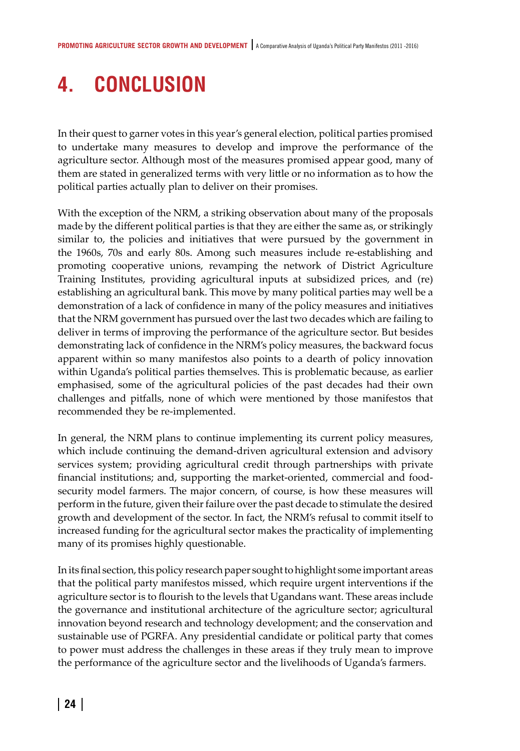# 4. CONCLUSION

In their quest to garner votes in this year's general election, political parties promised to undertake many measures to develop and improve the performance of the agriculture sector. Although most of the measures promised appear good, many of them are stated in generalized terms with very little or no information as to how the political parties actually plan to deliver on their promises.

With the exception of the NRM, a striking observation about many of the proposals made by the different political parties is that they are either the same as, or strikingly similar to, the policies and initiatives that were pursued by the government in the 1960s, 70s and early 80s. Among such measures include re-establishing and promoting cooperative unions, revamping the network of District Agriculture Training Institutes, providing agricultural inputs at subsidized prices, and (re) establishing an agricultural bank. This move by many political parties may well be a demonstration of a lack of confidence in many of the policy measures and initiatives that the NRM government has pursued over the last two decades which are failing to deliver in terms of improving the performance of the agriculture sector. But besides demonstrating lack of confidence in the NRM's policy measures, the backward focus apparent within so many manifestos also points to a dearth of policy innovation within Uganda's political parties themselves. This is problematic because, as earlier emphasised, some of the agricultural policies of the past decades had their own challenges and pitfalls, none of which were mentioned by those manifestos that recommended they be re-implemented.

In general, the NRM plans to continue implementing its current policy measures, which include continuing the demand-driven agricultural extension and advisory services system; providing agricultural credit through partnerships with private financial institutions; and, supporting the market-oriented, commercial and food-security model farmers. The major concern, of course, is how these measures will perform in the future, given their failure over the past decade to stimulate the desired growth and development of the sector. In fact, the NRM's refusal to commit itself to increased funding for the agricultural sector makes the practicality of implementing many of its promises highly questionable.

In its final section, this policy research paper sought to highlight some important areas that the political party manifestos missed, which require urgent interventions if the agriculture sector is to flourish to the levels that Ugandans want. These areas include the governance and institutional architecture of the agriculture sector; agricultural innovation beyond research and technology development; and the conservation and sustainable use of PGRFA. Any presidential candidate or political party that comes to power must address the challenges in these areas if they truly mean to improve the performance of the agriculture sector and the livelihoods of Uganda's farmers.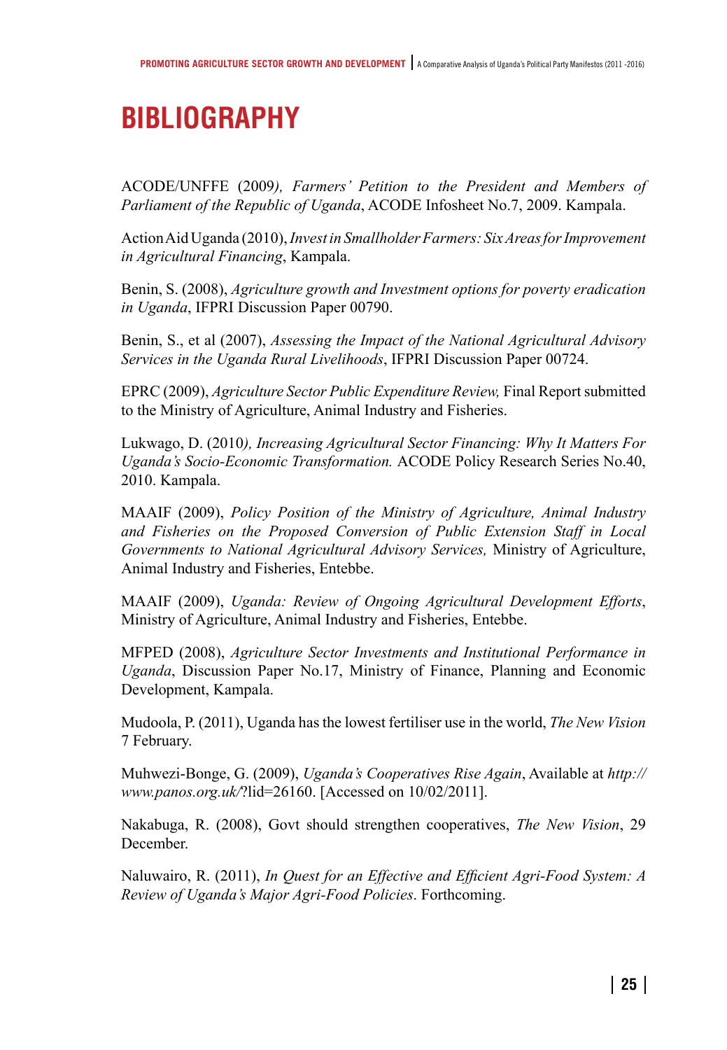# BIBLIOGRAPHY

ACODE/UNFFE (2009*), Farmers' Petition to the President and Members of Parliament of the Republic of Uganda*, ACODE Infosheet No.7, 2009. Kampala.

Action Aid Uganda (2010), *Invest in Smallholder Farmers: Six Areas for Improvement in Agricultural Financing*, Kampala.

Benin, S. (2008), *Agriculture growth and Investment options for poverty eradication in Uganda*, IFPRI Discussion Paper 00790.

Benin, S., et al (2007), *Assessing the Impact of the National Agricultural Advisory Services in the Uganda Rural Livelihoods*, IFPRI Discussion Paper 00724.

EPRC (2009), *Agriculture Sector Public Expenditure Review,* Final Report submitted to the Ministry of Agriculture, Animal Industry and Fisheries.

Lukwago, D. (2010*), Increasing Agricultural Sector Financing: Why It Matters For Uganda's Socio-Economic Transformation.* ACODE Policy Research Series No.40, 2010. Kampala.

MAAIF (2009), *Policy Position of the Ministry of Agriculture, Animal Industry and Fisheries on the Proposed Conversion of Public Extension Staff in Local Governments to National Agricultural Advisory Services,* Ministry of Agriculture, Animal Industry and Fisheries, Entebbe.

MAAIF (2009), *Uganda: Review of Ongoing Agricultural Development Efforts*, Ministry of Agriculture, Animal Industry and Fisheries, Entebbe.

MFPED (2008), *Agriculture Sector Investments and Institutional Performance in Uganda*, Discussion Paper No.17, Ministry of Finance, Planning and Economic Development, Kampala.

Mudoola, P. (2011), Uganda has the lowest fertiliser use in the world, *The New Vision* 7 February.

Muhwezi-Bonge, G. (2009), *Uganda's Cooperatives Rise Again*, Available at *http://www.panos.org.uk/*?lid=26160. [Accessed on 10/02/2011].

Nakabuga, R. (2008), Govt should strengthen cooperatives, *The New Vision*, 29 December.

Naluwairo, R. (2011), *In Quest for an Effective and Efficient Agri-Food System: A Review of Uganda's Major Agri-Food Policies*. Forthcoming.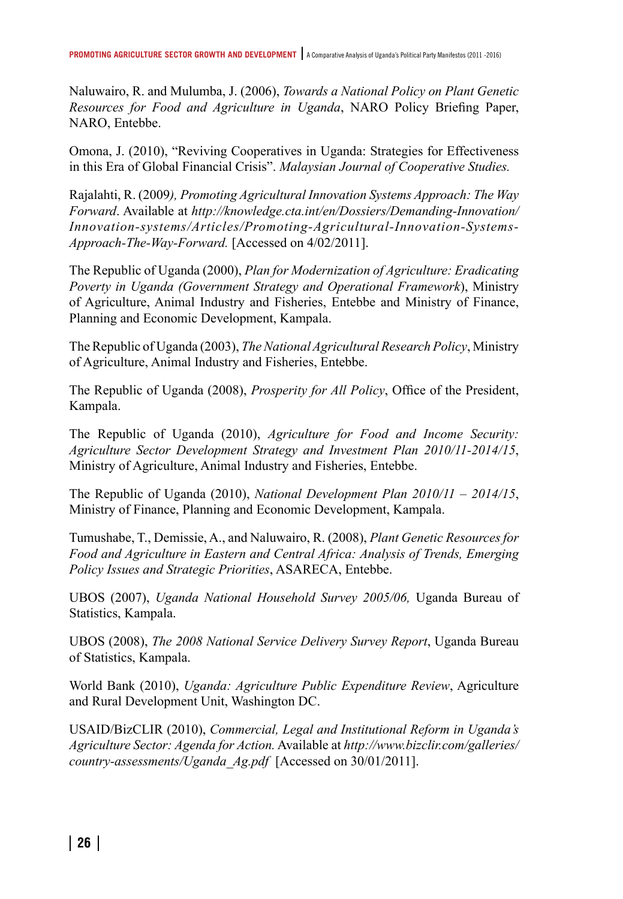Naluwairo, R. and Mulumba, J. (2006), *Towards a National Policy on Plant Genetic Resources for Food and Agriculture in Uganda*, NARO Policy Briefing Paper, NARO, Entebbe.

Omona, J. (2010), "Reviving Cooperatives in Uganda: Strategies for Effectiveness in this Era of Global Financial Crisis". *Malaysian Journal of Cooperative Studies.*

Rajalahti, R. (2009*), Promoting Agricultural Innovation Systems Approach: The Way Forward*. Available at *http://knowledge.cta.int/en/Dossiers/Demanding-Innovation/Innovation-systems/Articles/Promoting-Agricultural-Innovation-Systems-Approach-The-Way-Forward.* [Accessed on 4/02/2011].

The Republic of Uganda (2000), *Plan for Modernization of Agriculture: Eradicating Poverty in Uganda (Government Strategy and Operational Framework*), Ministry of Agriculture, Animal Industry and Fisheries, Entebbe and Ministry of Finance, Planning and Economic Development, Kampala.

The Republic of Uganda (2003), *The National Agricultural Research Policy*, Ministry of Agriculture, Animal Industry and Fisheries, Entebbe.

The Republic of Uganda (2008), *Prosperity for All Policy*, Office of the President, Kampala.

The Republic of Uganda (2010), *Agriculture for Food and Income Security: Agriculture Sector Development Strategy and Investment Plan 2010/11-2014/15*, Ministry of Agriculture, Animal Industry and Fisheries, Entebbe.

The Republic of Uganda (2010), *National Development Plan 2010/11 – 2014/15*, Ministry of Finance, Planning and Economic Development, Kampala.

Tumushabe, T., Demissie, A., and Naluwairo, R. (2008), *Plant Genetic Resources for Food and Agriculture in Eastern and Central Africa: Analysis of Trends, Emerging Policy Issues and Strategic Priorities*, ASARECA, Entebbe.

UBOS (2007), *Uganda National Household Survey 2005/06,* Uganda Bureau of Statistics, Kampala.

UBOS (2008), *The 2008 National Service Delivery Survey Report*, Uganda Bureau of Statistics, Kampala.

World Bank (2010), *Uganda: Agriculture Public Expenditure Review*, Agriculture and Rural Development Unit, Washington DC.

USAID/BizCLIR (2010), *Commercial, Legal and Institutional Reform in Uganda's Agriculture Sector: Agenda for Action.* Available at *http://www.bizclir.com/galleries/country-assessments/Uganda_Ag.pdf* [Accessed on 30/01/2011].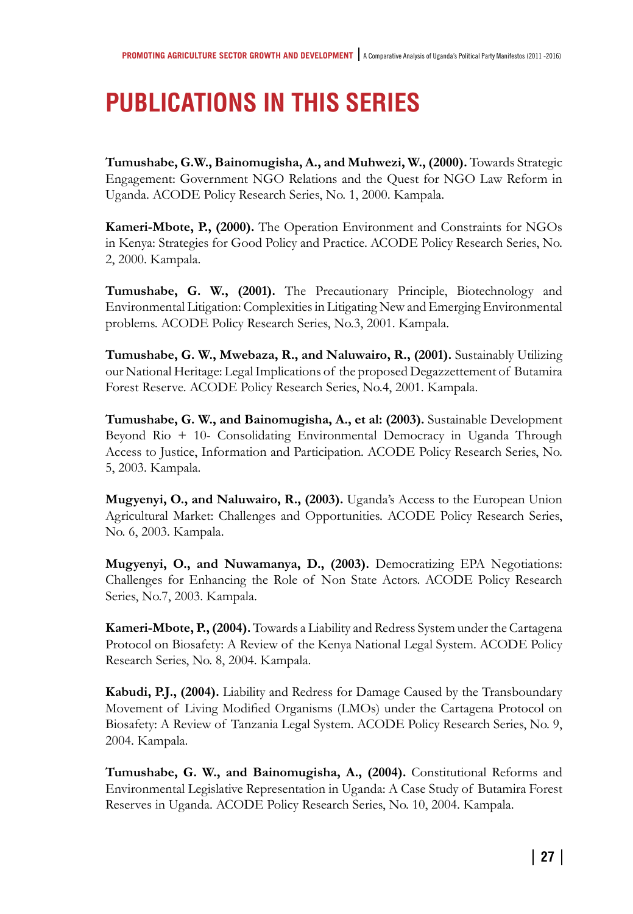# PUBLICATIONS IN THIS SERIES

**Tumushabe, G.W., Bainomugisha, A., and Muhwezi, W., (2000).** Towards Strategic Engagement: Government NGO Relations and the Quest for NGO Law Reform in Uganda. ACODE Policy Research Series, No. 1, 2000. Kampala.

**Kameri-Mbote, P., (2000).** The Operation Environment and Constraints for NGOs in Kenya: Strategies for Good Policy and Practice. ACODE Policy Research Series, No. 2, 2000. Kampala.

**Tumushabe, G. W., (2001).** The Precautionary Principle, Biotechnology and Environmental Litigation: Complexities in Litigating New and Emerging Environmental problems. ACODE Policy Research Series, No.3, 2001. Kampala.

**Tumushabe, G. W., Mwebaza, R., and Naluwairo, R., (2001).** Sustainably Utilizing our National Heritage: Legal Implications of the proposed Degazzettement of Butamira Forest Reserve. ACODE Policy Research Series, No.4, 2001. Kampala.

**Tumushabe, G. W., and Bainomugisha, A., et al: (2003).** Sustainable Development Beyond Rio + 10- Consolidating Environmental Democracy in Uganda Through Access to Justice, Information and Participation. ACODE Policy Research Series, No. 5, 2003. Kampala.

**Mugyenyi, O., and Naluwairo, R., (2003).** Uganda's Access to the European Union Agricultural Market: Challenges and Opportunities. ACODE Policy Research Series, No. 6, 2003. Kampala.

**Mugyenyi, O., and Nuwamanya, D., (2003).** Democratizing EPA Negotiations: Challenges for Enhancing the Role of Non State Actors. ACODE Policy Research Series, No.7, 2003. Kampala.

**Kameri-Mbote, P., (2004).** Towards a Liability and Redress System under the Cartagena Protocol on Biosafety: A Review of the Kenya National Legal System. ACODE Policy Research Series, No. 8, 2004. Kampala.

**Kabudi, P.J., (2004).** Liability and Redress for Damage Caused by the Transboundary Movement of Living Modified Organisms (LMOs) under the Cartagena Protocol on Biosafety: A Review of Tanzania Legal System. ACODE Policy Research Series, No. 9, 2004. Kampala.

**Tumushabe, G. W., and Bainomugisha, A., (2004).** Constitutional Reforms and Environmental Legislative Representation in Uganda: A Case Study of Butamira Forest Reserves in Uganda. ACODE Policy Research Series, No. 10, 2004. Kampala.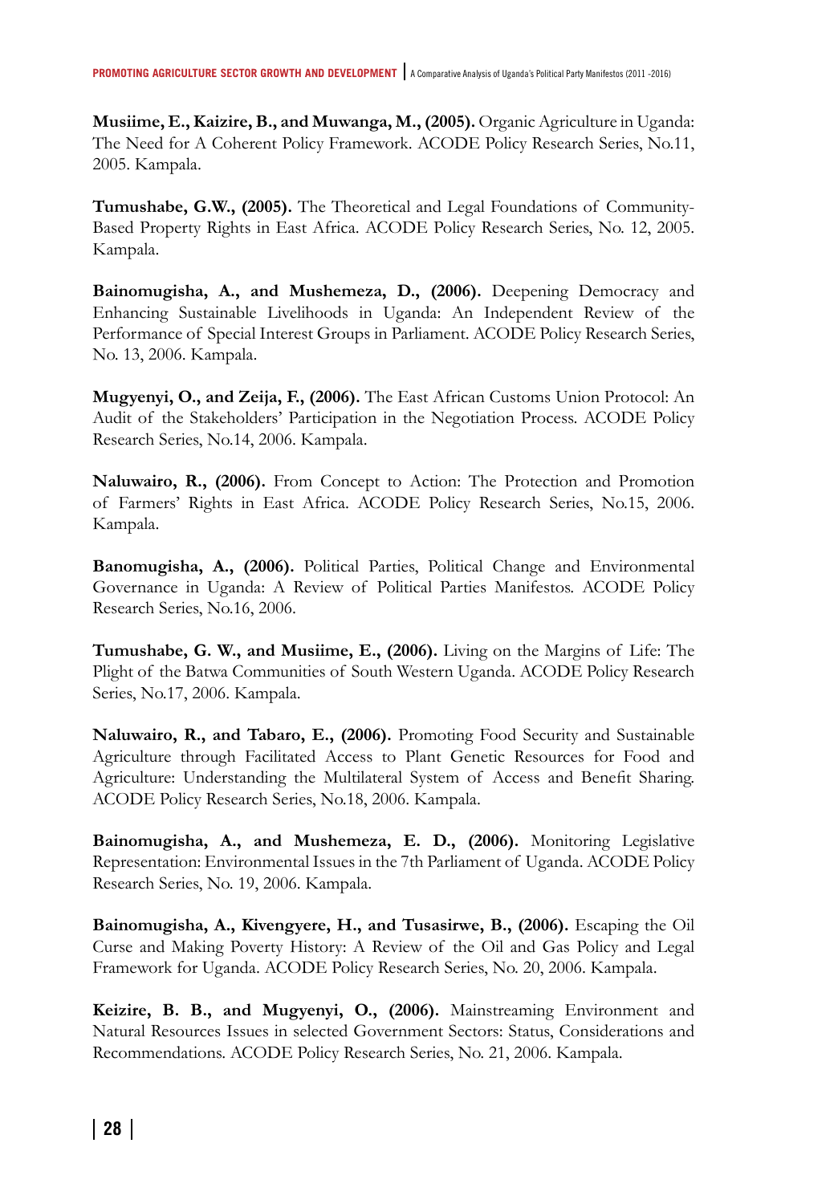**Musiime, E., Kaizire, B., and Muwanga, M., (2005).** Organic Agriculture in Uganda: The Need for A Coherent Policy Framework. ACODE Policy Research Series, No.11, 2005. Kampala.

**Tumushabe, G.W., (2005).** The Theoretical and Legal Foundations of Community-Based Property Rights in East Africa. ACODE Policy Research Series, No. 12, 2005. Kampala.

**Bainomugisha, A., and Mushemeza, D., (2006).** Deepening Democracy and Enhancing Sustainable Livelihoods in Uganda: An Independent Review of the Performance of Special Interest Groups in Parliament. ACODE Policy Research Series, No. 13, 2006. Kampala.

**Mugyenyi, O., and Zeija, F., (2006).** The East African Customs Union Protocol: An Audit of the Stakeholders' Participation in the Negotiation Process. ACODE Policy Research Series, No.14, 2006. Kampala.

**Naluwairo, R., (2006).** From Concept to Action: The Protection and Promotion of Farmers' Rights in East Africa. ACODE Policy Research Series, No.15, 2006. Kampala.

**Banomugisha, A., (2006).** Political Parties, Political Change and Environmental Governance in Uganda: A Review of Political Parties Manifestos. ACODE Policy Research Series, No.16, 2006.

**Tumushabe, G. W., and Musiime, E., (2006).** Living on the Margins of Life: The Plight of the Batwa Communities of South Western Uganda. ACODE Policy Research Series, No.17, 2006. Kampala.

**Naluwairo, R., and Tabaro, E., (2006).** Promoting Food Security and Sustainable Agriculture through Facilitated Access to Plant Genetic Resources for Food and Agriculture: Understanding the Multilateral System of Access and Benefit Sharing. ACODE Policy Research Series, No.18, 2006. Kampala.

**Bainomugisha, A., and Mushemeza, E. D., (2006).** Monitoring Legislative Representation: Environmental Issues in the 7th Parliament of Uganda. ACODE Policy Research Series, No. 19, 2006. Kampala.

**Bainomugisha, A., Kivengyere, H., and Tusasirwe, B., (2006).** Escaping the Oil Curse and Making Poverty History: A Review of the Oil and Gas Policy and Legal Framework for Uganda. ACODE Policy Research Series, No. 20, 2006. Kampala.

**Keizire, B. B., and Mugyenyi, O., (2006).** Mainstreaming Environment and Natural Resources Issues in selected Government Sectors: Status, Considerations and Recommendations. ACODE Policy Research Series, No. 21, 2006. Kampala.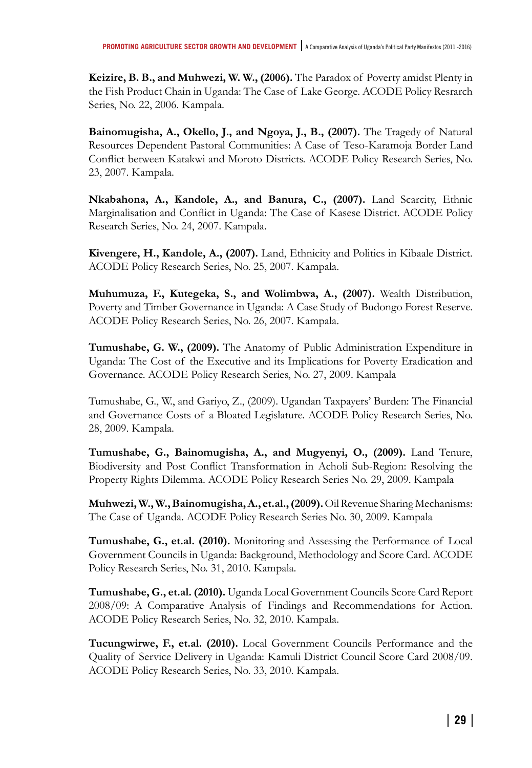**Keizire, B. B., and Muhwezi, W. W., (2006).** The Paradox of Poverty amidst Plenty in the Fish Product Chain in Uganda: The Case of Lake George. ACODE Policy Resrarch Series, No. 22, 2006. Kampala.

**Bainomugisha, A., Okello, J., and Ngoya, J., B., (2007).** The Tragedy of Natural Resources Dependent Pastoral Communities: A Case of Teso-Karamoja Border Land Conflict between Katakwi and Moroto Districts. ACODE Policy Research Series, No. 23, 2007. Kampala.

**Nkabahona, A., Kandole, A., and Banura, C., (2007).** Land Scarcity, Ethnic Marginalisation and Conflict in Uganda: The Case of Kasese District. ACODE Policy Research Series, No. 24, 2007. Kampala.

**Kivengere, H., Kandole, A., (2007).** Land, Ethnicity and Politics in Kibaale District. ACODE Policy Research Series, No. 25, 2007. Kampala.

**Muhumuza, F., Kutegeka, S., and Wolimbwa, A., (2007).** Wealth Distribution, Poverty and Timber Governance in Uganda: A Case Study of Budongo Forest Reserve. ACODE Policy Research Series, No. 26, 2007. Kampala.

**Tumushabe, G. W., (2009).** The Anatomy of Public Administration Expenditure in Uganda: The Cost of the Executive and its Implications for Poverty Eradication and Governance. ACODE Policy Research Series, No. 27, 2009. Kampala

Tumushabe, G., W., and Gariyo, Z., (2009). Ugandan Taxpayers' Burden: The Financial and Governance Costs of a Bloated Legislature. ACODE Policy Research Series, No. 28, 2009. Kampala.

**Tumushabe, G., Bainomugisha, A., and Mugyenyi, O., (2009).** Land Tenure, Biodiversity and Post Conflict Transformation in Acholi Sub-Region: Resolving the Property Rights Dilemma. ACODE Policy Research Series No. 29, 2009. Kampala

**Muhwezi, W., W., Bainomugisha, A., et.al., (2009).** Oil Revenue Sharing Mechanisms: The Case of Uganda. ACODE Policy Research Series No. 30, 2009. Kampala

**Tumushabe, G., et.al. (2010).** Monitoring and Assessing the Performance of Local Government Councils in Uganda: Background, Methodology and Score Card. ACODE Policy Research Series, No. 31, 2010. Kampala.

**Tumushabe, G., et.al. (2010).** Uganda Local Government Councils Score Card Report 2008/09: A Comparative Analysis of Findings and Recommendations for Action. ACODE Policy Research Series, No. 32, 2010. Kampala.

**Tucungwirwe, F., et.al. (2010).** Local Government Councils Performance and the Quality of Service Delivery in Uganda: Kamuli District Council Score Card 2008/09. ACODE Policy Research Series, No. 33, 2010. Kampala.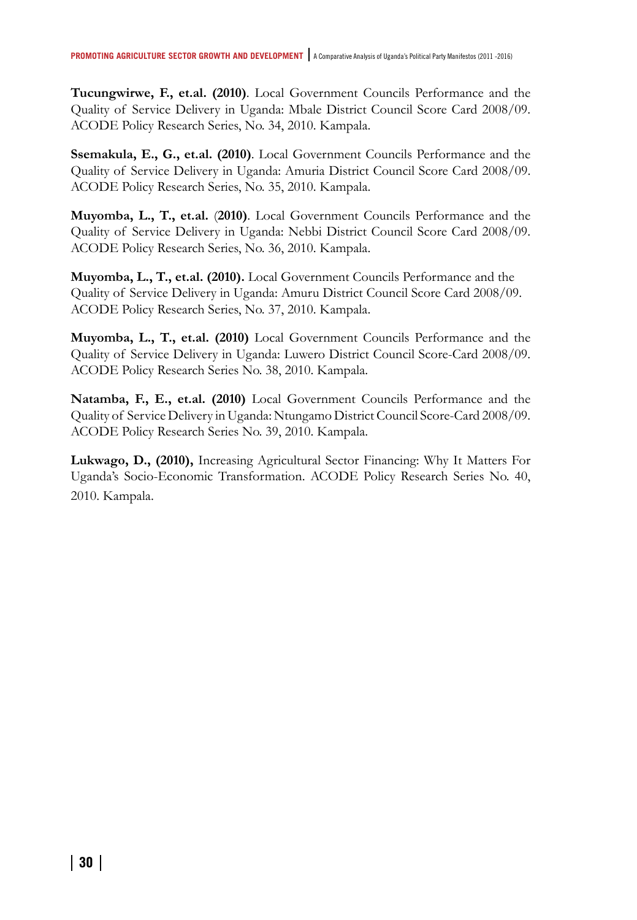**Tucungwirwe, F., et.al. (2010)**. Local Government Councils Performance and the Quality of Service Delivery in Uganda: Mbale District Council Score Card 2008/09. ACODE Policy Research Series, No. 34, 2010. Kampala.

**Ssemakula, E., G., et.al. (2010)**. Local Government Councils Performance and the Quality of Service Delivery in Uganda: Amuria District Council Score Card 2008/09. ACODE Policy Research Series, No. 35, 2010. Kampala.

**Muyomba, L., T., et.al.** (**2010)**. Local Government Councils Performance and the Quality of Service Delivery in Uganda: Nebbi District Council Score Card 2008/09. ACODE Policy Research Series, No. 36, 2010. Kampala.

**Muyomba, L., T., et.al. (2010).** Local Government Councils Performance and the Quality of Service Delivery in Uganda: Amuru District Council Score Card 2008/09. ACODE Policy Research Series, No. 37, 2010. Kampala.

**Muyomba, L., T., et.al. (2010)** Local Government Councils Performance and the Quality of Service Delivery in Uganda: Luwero District Council Score-Card 2008/09. ACODE Policy Research Series No. 38, 2010. Kampala.

**Natamba, F., E., et.al. (2010)** Local Government Councils Performance and the Quality of Service Delivery in Uganda: Ntungamo District Council Score-Card 2008/09. ACODE Policy Research Series No. 39, 2010. Kampala.

**Lukwago, D., (2010),** Increasing Agricultural Sector Financing: Why It Matters For Uganda's Socio-Economic Transformation. ACODE Policy Research Series No. 40, 2010. Kampala.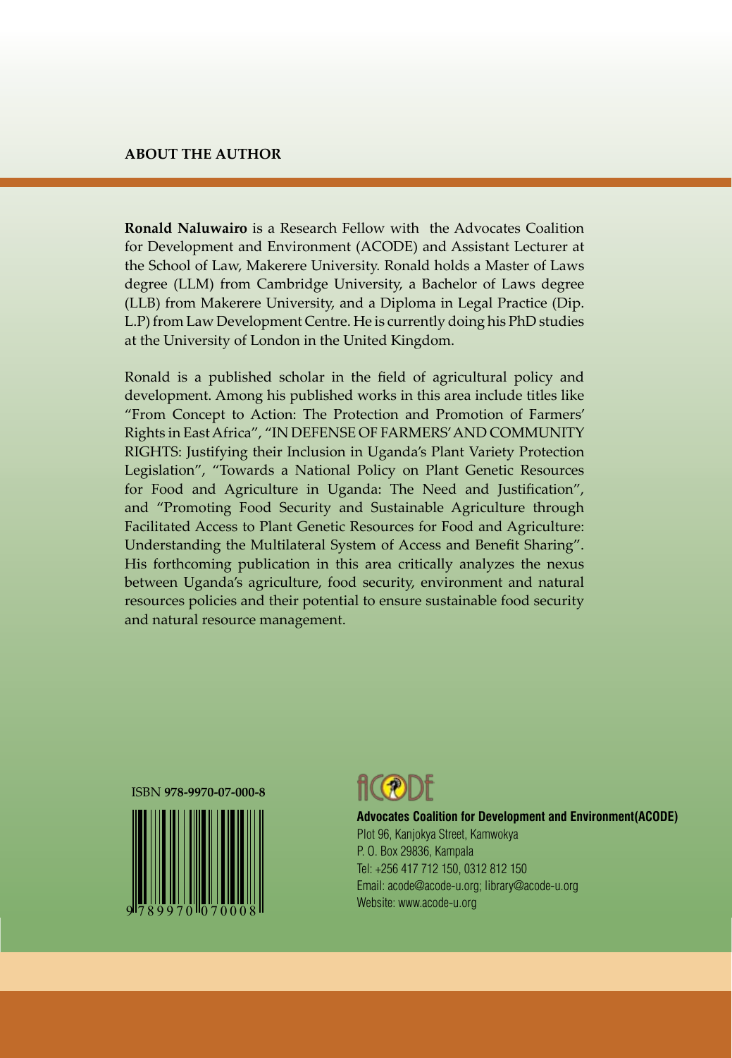## ABOUT THE AUTHOR

**Ronald Naluwairo** is a Research Fellow with the Advocates Coalition for Development and Environment (ACODE) and Assistant Lecturer at the School of Law, Makerere University. Ronald holds a Master of Laws degree (LLM) from Cambridge University, a Bachelor of Laws degree (LLB) from Makerere University, and a Diploma in Legal Practice (Dip. L.P) from Law Development Centre. He is currently doing his PhD studies at the University of London in the United Kingdom.

Ronald is a published scholar in the field of agricultural policy and development. Among his published works in this area include titles like "From Concept to Action: The Protection and Promotion of Farmers' Rights in East Africa", "IN DEFENSE OF FARMERS' AND COMMUNITY RIGHTS: Justifying their Inclusion in Uganda's Plant Variety Protection Legislation", "Towards a National Policy on Plant Genetic Resources for Food and Agriculture in Uganda: The Need and Justification", and "Promoting Food Security and Sustainable Agriculture through Facilitated Access to Plant Genetic Resources for Food and Agriculture: Understanding the Multilateral System of Access and Benefit Sharing". His forthcoming publication in this area critically analyzes the nexus between Uganda's agriculture, food security, environment and natural resources policies and their potential to ensure sustainable food security and natural resource management.

ISBN **978-9970-07-000-8**

9 789970 070008

ACODE

**Advocates Coalition for Development and Environment(ACODE)**
Plot 96, Kanjokya Street, Kamwokya
P. O. Box 29836, Kampala
Tel: +256 417 712 150, 0312 812 150
Email: acode@acode-u.org; library@acode-u.org
Website: www.acode-u.org